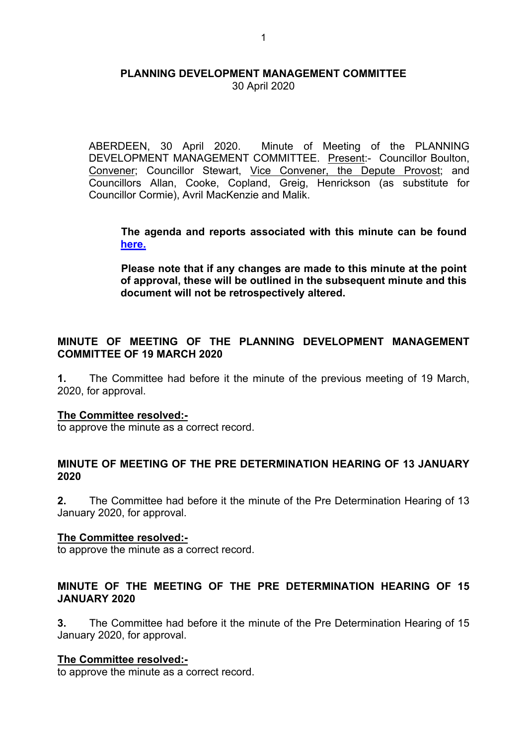# PLANNING DEVELOPMENT MANAGEMENT COMMITTEE

30 April 2020

ABERDEEN, 30 April 2020. Minute of Meeting of the PLANNING DEVELOPMENT MANAGEMENT COMMITTEE. Present:- Councillor Boulton, Convener; Councillor Stewart, Vice Convener, the Depute Provost; and Councillors Allan, Cooke, Copland, Greig, Henrickson (as substitute for Councillor Cormie), Avril MacKenzie and Malik.

**The agenda and reports associated with this minute can be found [here.](here.)**

**Please note that if any changes are made to this minute at the point of approval, these will be outlined in the subsequent minute and this document will not be retrospectively altered.**

## MINUTE OF MEETING OF THE PLANNING DEVELOPMENT MANAGEMENT COMMITTEE OF 19 MARCH 2020

**1.** The Committee had before it the minute of the previous meeting of 19 March, 2020, for approval.

**The Committee resolved:-**
to approve the minute as a correct record.

## MINUTE OF MEETING OF THE PRE DETERMINATION HEARING OF 13 JANUARY 2020

**2.** The Committee had before it the minute of the Pre Determination Hearing of 13 January 2020, for approval.

**The Committee resolved:-**
to approve the minute as a correct record.

## MINUTE OF THE MEETING OF THE PRE DETERMINATION HEARING OF 15 JANUARY 2020

**3.** The Committee had before it the minute of the Pre Determination Hearing of 15 January 2020, for approval.

**The Committee resolved:-**
to approve the minute as a correct record.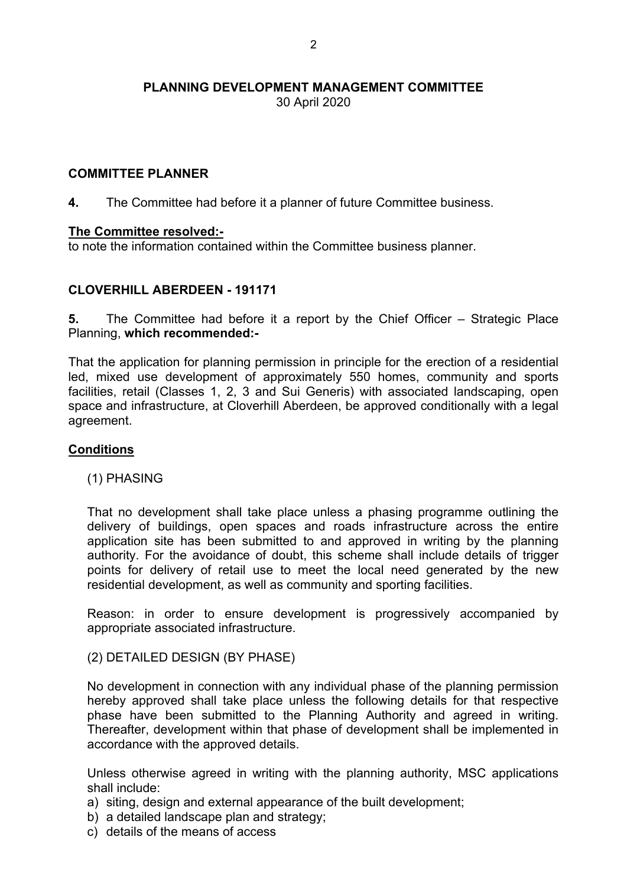**PLANNING DEVELOPMENT MANAGEMENT COMMITTEE**
30 April 2020

**COMMITTEE PLANNER**

**4.** The Committee had before it a planner of future Committee business.

**The Committee resolved:-**
to note the information contained within the Committee business planner.

**CLOVERHILL ABERDEEN - 191171**

**5.** The Committee had before it a report by the Chief Officer – Strategic Place Planning, **which recommended:-**

That the application for planning permission in principle for the erection of a residential led, mixed use development of approximately 550 homes, community and sports facilities, retail (Classes 1, 2, 3 and Sui Generis) with associated landscaping, open space and infrastructure, at Cloverhill Aberdeen, be approved conditionally with a legal agreement.

**Conditions**

(1) PHASING

That no development shall take place unless a phasing programme outlining the delivery of buildings, open spaces and roads infrastructure across the entire application site has been submitted to and approved in writing by the planning authority. For the avoidance of doubt, this scheme shall include details of trigger points for delivery of retail use to meet the local need generated by the new residential development, as well as community and sporting facilities.

Reason: in order to ensure development is progressively accompanied by appropriate associated infrastructure.

(2) DETAILED DESIGN (BY PHASE)

No development in connection with any individual phase of the planning permission hereby approved shall take place unless the following details for that respective phase have been submitted to the Planning Authority and agreed in writing. Thereafter, development within that phase of development shall be implemented in accordance with the approved details.

Unless otherwise agreed in writing with the planning authority, MSC applications shall include:

a) siting, design and external appearance of the built development;
b) a detailed landscape plan and strategy;
c) details of the means of access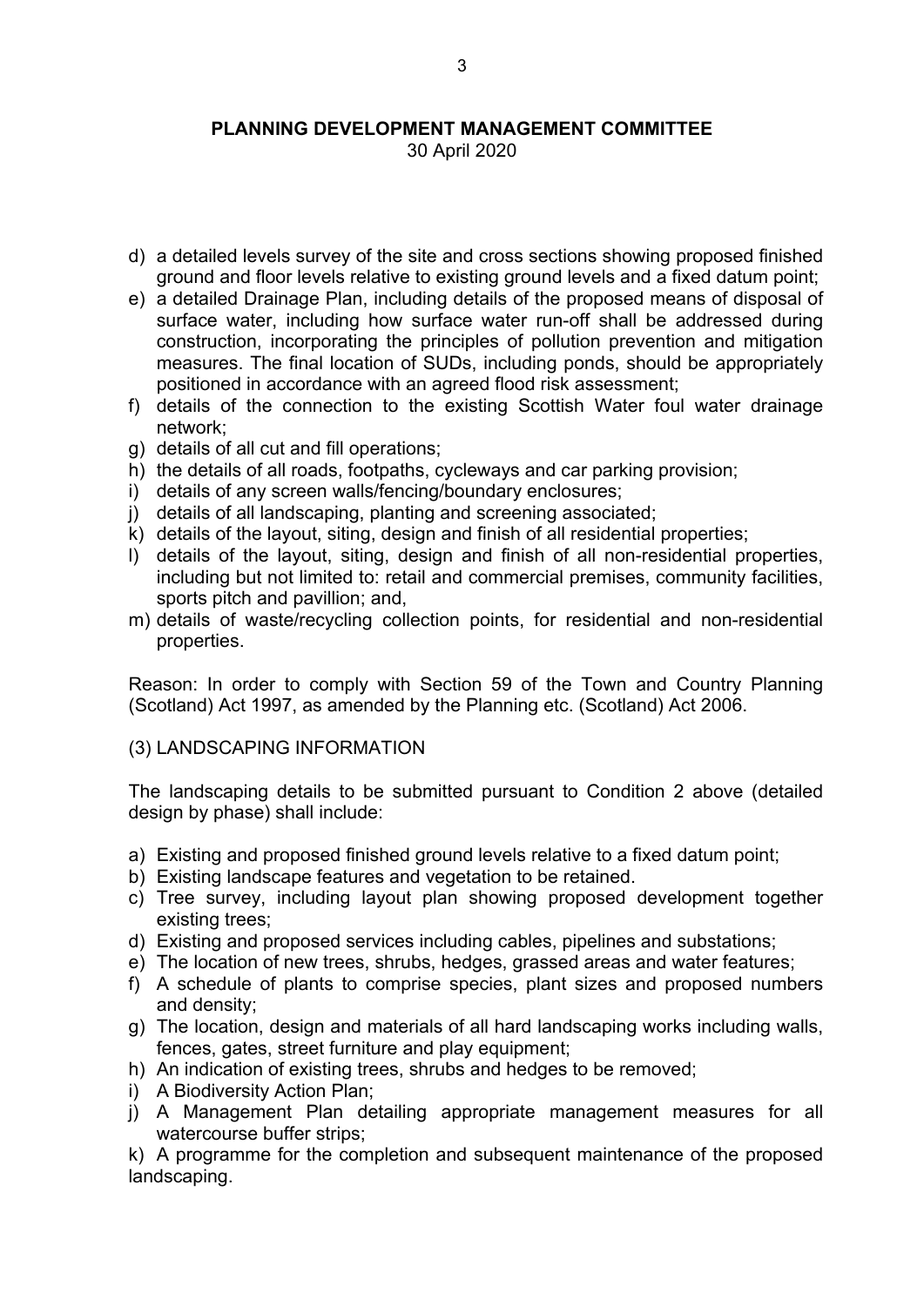**PLANNING DEVELOPMENT MANAGEMENT COMMITTEE**
30 April 2020

d) a detailed levels survey of the site and cross sections showing proposed finished ground and floor levels relative to existing ground levels and a fixed datum point;
e) a detailed Drainage Plan, including details of the proposed means of disposal of surface water, including how surface water run-off shall be addressed during construction, incorporating the principles of pollution prevention and mitigation measures. The final location of SUDs, including ponds, should be appropriately positioned in accordance with an agreed flood risk assessment;
f) details of the connection to the existing Scottish Water foul water drainage network;
g) details of all cut and fill operations;
h) the details of all roads, footpaths, cycleways and car parking provision;
i) details of any screen walls/fencing/boundary enclosures;
j) details of all landscaping, planting and screening associated;
k) details of the layout, siting, design and finish of all residential properties;
l) details of the layout, siting, design and finish of all non-residential properties, including but not limited to: retail and commercial premises, community facilities, sports pitch and pavillion; and,
m) details of waste/recycling collection points, for residential and non-residential properties.

Reason: In order to comply with Section 59 of the Town and Country Planning (Scotland) Act 1997, as amended by the Planning etc. (Scotland) Act 2006.

(3) LANDSCAPING INFORMATION

The landscaping details to be submitted pursuant to Condition 2 above (detailed design by phase) shall include:

a) Existing and proposed finished ground levels relative to a fixed datum point;
b) Existing landscape features and vegetation to be retained.
c) Tree survey, including layout plan showing proposed development together existing trees;
d) Existing and proposed services including cables, pipelines and substations;
e) The location of new trees, shrubs, hedges, grassed areas and water features;
f) A schedule of plants to comprise species, plant sizes and proposed numbers and density;
g) The location, design and materials of all hard landscaping works including walls, fences, gates, street furniture and play equipment;
h) An indication of existing trees, shrubs and hedges to be removed;
i) A Biodiversity Action Plan;
j) A Management Plan detailing appropriate management measures for all watercourse buffer strips;
k) A programme for the completion and subsequent maintenance of the proposed landscaping.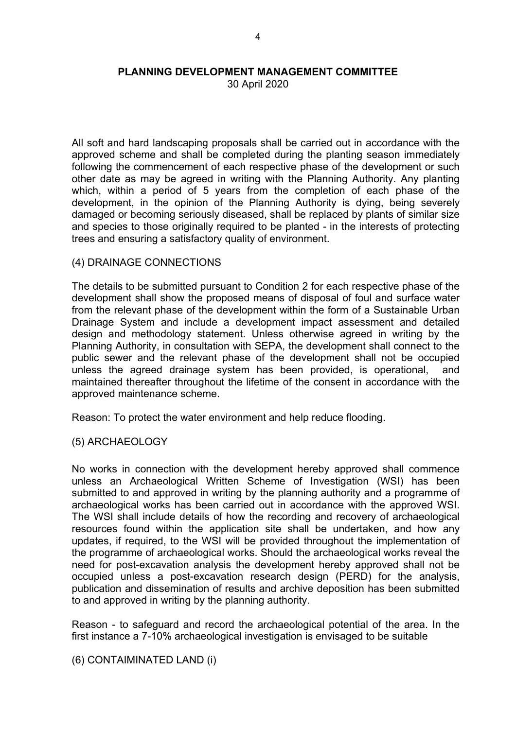All soft and hard landscaping proposals shall be carried out in accordance with the approved scheme and shall be completed during the planting season immediately following the commencement of each respective phase of the development or such other date as may be agreed in writing with the Planning Authority. Any planting which, within a period of 5 years from the completion of each phase of the development, in the opinion of the Planning Authority is dying, being severely damaged or becoming seriously diseased, shall be replaced by plants of similar size and species to those originally required to be planted - in the interests of protecting trees and ensuring a satisfactory quality of environment.

(4) DRAINAGE CONNECTIONS

The details to be submitted pursuant to Condition 2 for each respective phase of the development shall show the proposed means of disposal of foul and surface water from the relevant phase of the development within the form of a Sustainable Urban Drainage System and include a development impact assessment and detailed design and methodology statement. Unless otherwise agreed in writing by the Planning Authority, in consultation with SEPA, the development shall connect to the public sewer and the relevant phase of the development shall not be occupied unless the agreed drainage system has been provided, is operational, and maintained thereafter throughout the lifetime of the consent in accordance with the approved maintenance scheme.

Reason: To protect the water environment and help reduce flooding.

(5) ARCHAEOLOGY

No works in connection with the development hereby approved shall commence unless an Archaeological Written Scheme of Investigation (WSI) has been submitted to and approved in writing by the planning authority and a programme of archaeological works has been carried out in accordance with the approved WSI. The WSI shall include details of how the recording and recovery of archaeological resources found within the application site shall be undertaken, and how any updates, if required, to the WSI will be provided throughout the implementation of the programme of archaeological works. Should the archaeological works reveal the need for post-excavation analysis the development hereby approved shall not be occupied unless a post-excavation research design (PERD) for the analysis, publication and dissemination of results and archive deposition has been submitted to and approved in writing by the planning authority.

Reason - to safeguard and record the archaeological potential of the area. In the first instance a 7-10% archaeological investigation is envisaged to be suitable

(6) CONTAIMINATED LAND (i)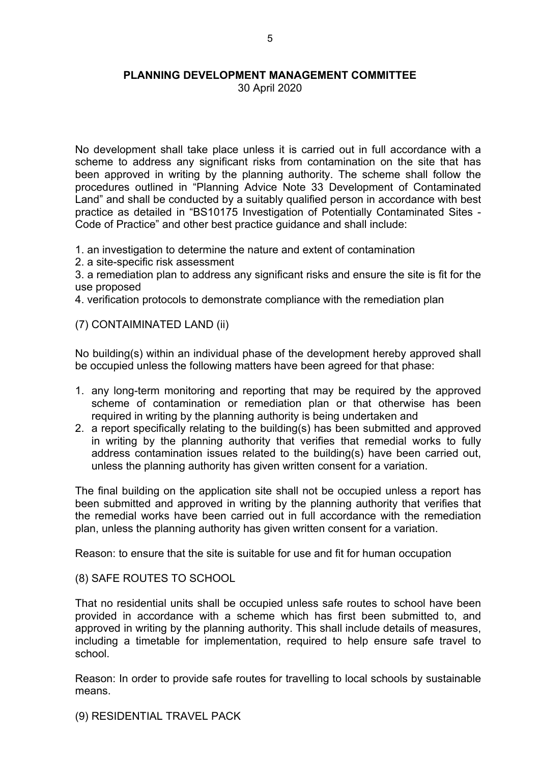No development shall take place unless it is carried out in full accordance with a scheme to address any significant risks from contamination on the site that has been approved in writing by the planning authority. The scheme shall follow the procedures outlined in "Planning Advice Note 33 Development of Contaminated Land" and shall be conducted by a suitably qualified person in accordance with best practice as detailed in "BS10175 Investigation of Potentially Contaminated Sites - Code of Practice" and other best practice guidance and shall include:

1. an investigation to determine the nature and extent of contamination
2. a site-specific risk assessment
3. a remediation plan to address any significant risks and ensure the site is fit for the use proposed
4. verification protocols to demonstrate compliance with the remediation plan

(7) CONTAIMINATED LAND (ii)

No building(s) within an individual phase of the development hereby approved shall be occupied unless the following matters have been agreed for that phase:

1. any long-term monitoring and reporting that may be required by the approved scheme of contamination or remediation plan or that otherwise has been required in writing by the planning authority is being undertaken and
2. a report specifically relating to the building(s) has been submitted and approved in writing by the planning authority that verifies that remedial works to fully address contamination issues related to the building(s) have been carried out, unless the planning authority has given written consent for a variation.

The final building on the application site shall not be occupied unless a report has been submitted and approved in writing by the planning authority that verifies that the remedial works have been carried out in full accordance with the remediation plan, unless the planning authority has given written consent for a variation.

Reason: to ensure that the site is suitable for use and fit for human occupation

(8) SAFE ROUTES TO SCHOOL

That no residential units shall be occupied unless safe routes to school have been provided in accordance with a scheme which has first been submitted to, and approved in writing by the planning authority. This shall include details of measures, including a timetable for implementation, required to help ensure safe travel to school.

Reason: In order to provide safe routes for travelling to local schools by sustainable means.

(9) RESIDENTIAL TRAVEL PACK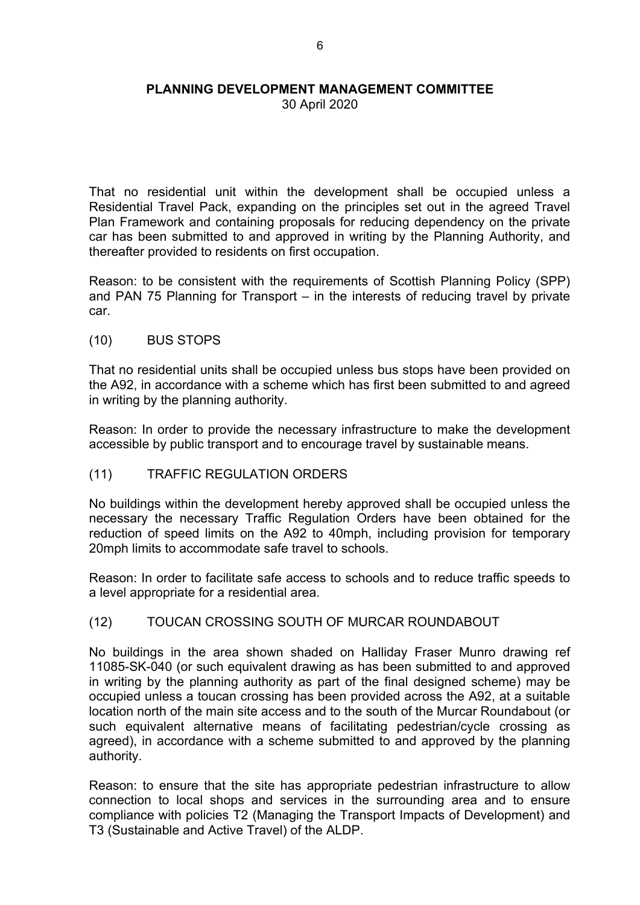That no residential unit within the development shall be occupied unless a Residential Travel Pack, expanding on the principles set out in the agreed Travel Plan Framework and containing proposals for reducing dependency on the private car has been submitted to and approved in writing by the Planning Authority, and thereafter provided to residents on first occupation.

Reason: to be consistent with the requirements of Scottish Planning Policy (SPP) and PAN 75 Planning for Transport – in the interests of reducing travel by private car.

(10) BUS STOPS

That no residential units shall be occupied unless bus stops have been provided on the A92, in accordance with a scheme which has first been submitted to and agreed in writing by the planning authority.

Reason: In order to provide the necessary infrastructure to make the development accessible by public transport and to encourage travel by sustainable means.

(11) TRAFFIC REGULATION ORDERS

No buildings within the development hereby approved shall be occupied unless the necessary the necessary Traffic Regulation Orders have been obtained for the reduction of speed limits on the A92 to 40mph, including provision for temporary 20mph limits to accommodate safe travel to schools.

Reason: In order to facilitate safe access to schools and to reduce traffic speeds to a level appropriate for a residential area.

(12) TOUCAN CROSSING SOUTH OF MURCAR ROUNDABOUT

No buildings in the area shown shaded on Halliday Fraser Munro drawing ref 11085-SK-040 (or such equivalent drawing as has been submitted to and approved in writing by the planning authority as part of the final designed scheme) may be occupied unless a toucan crossing has been provided across the A92, at a suitable location north of the main site access and to the south of the Murcar Roundabout (or such equivalent alternative means of facilitating pedestrian/cycle crossing as agreed), in accordance with a scheme submitted to and approved by the planning authority.

Reason: to ensure that the site has appropriate pedestrian infrastructure to allow connection to local shops and services in the surrounding area and to ensure compliance with policies T2 (Managing the Transport Impacts of Development) and T3 (Sustainable and Active Travel) of the ALDP.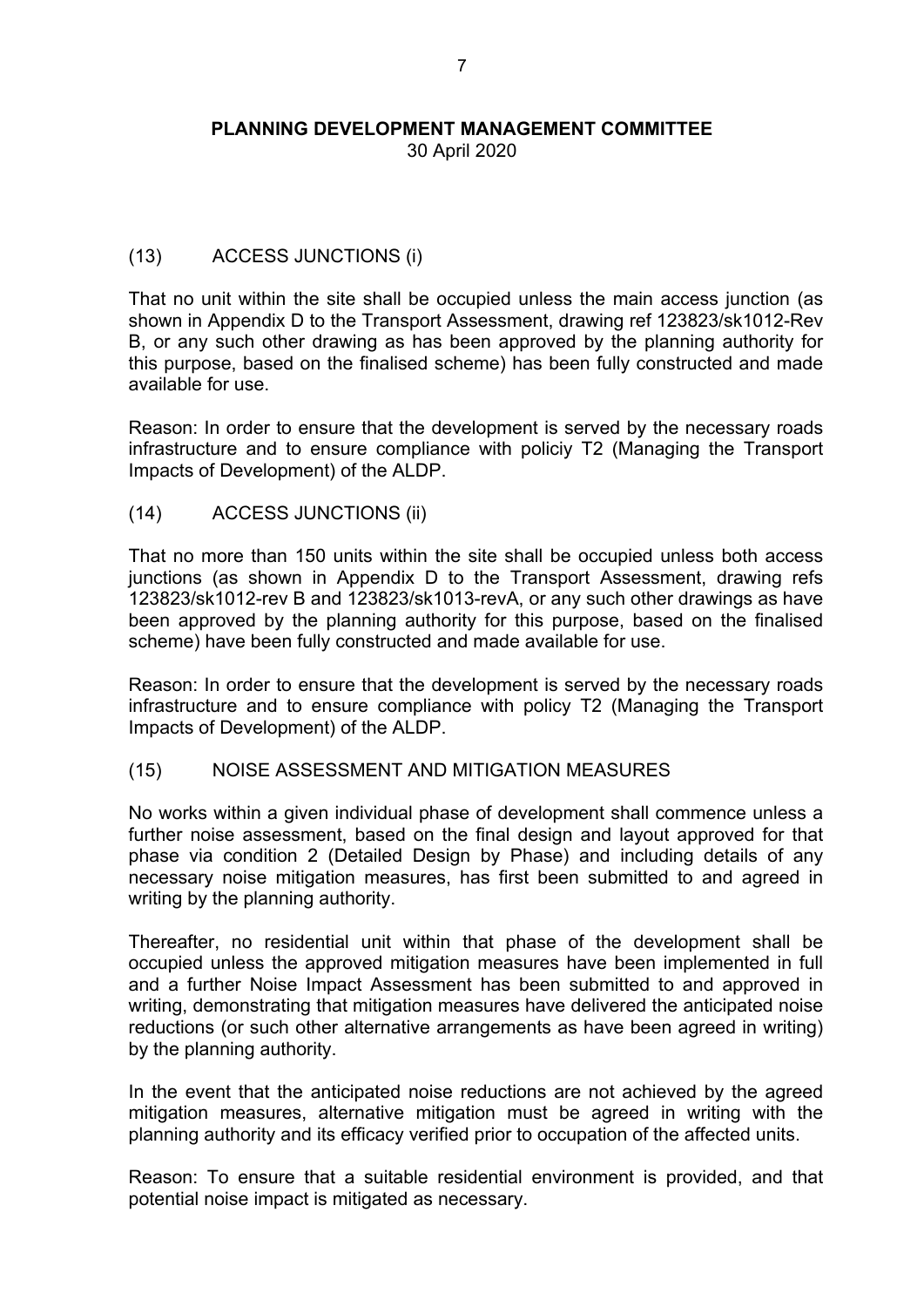## (13) ACCESS JUNCTIONS (i)

That no unit within the site shall be occupied unless the main access junction (as shown in Appendix D to the Transport Assessment, drawing ref 123823/sk1012-Rev B, or any such other drawing as has been approved by the planning authority for this purpose, based on the finalised scheme) has been fully constructed and made available for use.

Reason: In order to ensure that the development is served by the necessary roads infrastructure and to ensure compliance with policiy T2 (Managing the Transport Impacts of Development) of the ALDP.

## (14) ACCESS JUNCTIONS (ii)

That no more than 150 units within the site shall be occupied unless both access junctions (as shown in Appendix D to the Transport Assessment, drawing refs 123823/sk1012-rev B and 123823/sk1013-revA, or any such other drawings as have been approved by the planning authority for this purpose, based on the finalised scheme) have been fully constructed and made available for use.

Reason: In order to ensure that the development is served by the necessary roads infrastructure and to ensure compliance with policy T2 (Managing the Transport Impacts of Development) of the ALDP.

## (15) NOISE ASSESSMENT AND MITIGATION MEASURES

No works within a given individual phase of development shall commence unless a further noise assessment, based on the final design and layout approved for that phase via condition 2 (Detailed Design by Phase) and including details of any necessary noise mitigation measures, has first been submitted to and agreed in writing by the planning authority.

Thereafter, no residential unit within that phase of the development shall be occupied unless the approved mitigation measures have been implemented in full and a further Noise Impact Assessment has been submitted to and approved in writing, demonstrating that mitigation measures have delivered the anticipated noise reductions (or such other alternative arrangements as have been agreed in writing) by the planning authority.

In the event that the anticipated noise reductions are not achieved by the agreed mitigation measures, alternative mitigation must be agreed in writing with the planning authority and its efficacy verified prior to occupation of the affected units.

Reason: To ensure that a suitable residential environment is provided, and that potential noise impact is mitigated as necessary.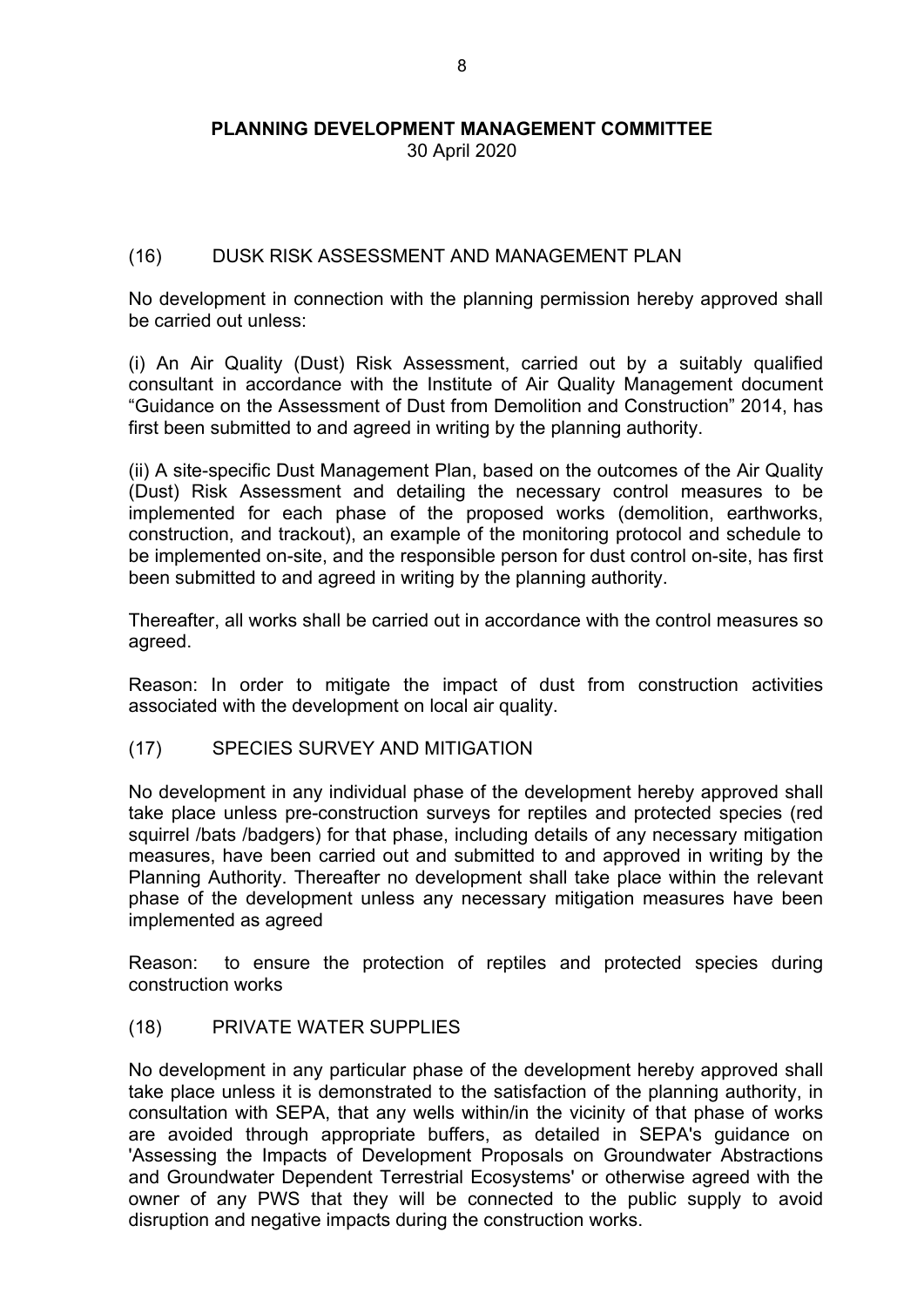**PLANNING DEVELOPMENT MANAGEMENT COMMITTEE**
30 April 2020

(16) DUSK RISK ASSESSMENT AND MANAGEMENT PLAN

No development in connection with the planning permission hereby approved shall be carried out unless:

(i) An Air Quality (Dust) Risk Assessment, carried out by a suitably qualified consultant in accordance with the Institute of Air Quality Management document "Guidance on the Assessment of Dust from Demolition and Construction" 2014, has first been submitted to and agreed in writing by the planning authority.

(ii) A site-specific Dust Management Plan, based on the outcomes of the Air Quality (Dust) Risk Assessment and detailing the necessary control measures to be implemented for each phase of the proposed works (demolition, earthworks, construction, and trackout), an example of the monitoring protocol and schedule to be implemented on-site, and the responsible person for dust control on-site, has first been submitted to and agreed in writing by the planning authority.

Thereafter, all works shall be carried out in accordance with the control measures so agreed.

Reason: In order to mitigate the impact of dust from construction activities associated with the development on local air quality.

(17) SPECIES SURVEY AND MITIGATION

No development in any individual phase of the development hereby approved shall take place unless pre-construction surveys for reptiles and protected species (red squirrel /bats /badgers) for that phase, including details of any necessary mitigation measures, have been carried out and submitted to and approved in writing by the Planning Authority. Thereafter no development shall take place within the relevant phase of the development unless any necessary mitigation measures have been implemented as agreed

Reason: to ensure the protection of reptiles and protected species during construction works

(18) PRIVATE WATER SUPPLIES

No development in any particular phase of the development hereby approved shall take place unless it is demonstrated to the satisfaction of the planning authority, in consultation with SEPA, that any wells within/in the vicinity of that phase of works are avoided through appropriate buffers, as detailed in SEPA's guidance on 'Assessing the Impacts of Development Proposals on Groundwater Abstractions and Groundwater Dependent Terrestrial Ecosystems' or otherwise agreed with the owner of any PWS that they will be connected to the public supply to avoid disruption and negative impacts during the construction works.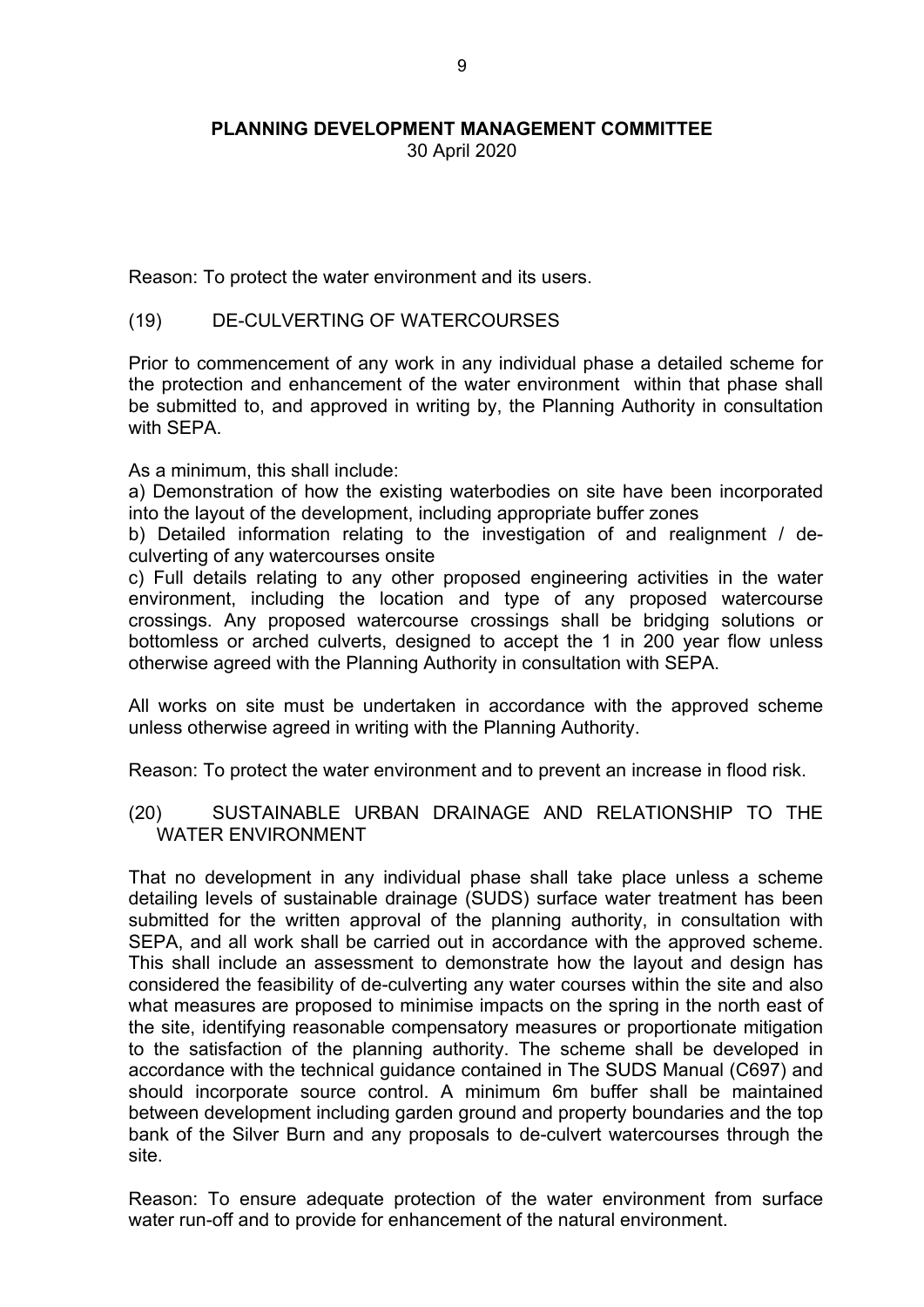Reason: To protect the water environment and its users.

(19) DE-CULVERTING OF WATERCOURSES

Prior to commencement of any work in any individual phase a detailed scheme for the protection and enhancement of the water environment within that phase shall be submitted to, and approved in writing by, the Planning Authority in consultation with SEPA.

As a minimum, this shall include:

a) Demonstration of how the existing waterbodies on site have been incorporated into the layout of the development, including appropriate buffer zones

b) Detailed information relating to the investigation of and realignment / de-culverting of any watercourses onsite

c) Full details relating to any other proposed engineering activities in the water environment, including the location and type of any proposed watercourse crossings. Any proposed watercourse crossings shall be bridging solutions or bottomless or arched culverts, designed to accept the 1 in 200 year flow unless otherwise agreed with the Planning Authority in consultation with SEPA.

All works on site must be undertaken in accordance with the approved scheme unless otherwise agreed in writing with the Planning Authority.

Reason: To protect the water environment and to prevent an increase in flood risk.

(20) SUSTAINABLE URBAN DRAINAGE AND RELATIONSHIP TO THE WATER ENVIRONMENT

That no development in any individual phase shall take place unless a scheme detailing levels of sustainable drainage (SUDS) surface water treatment has been submitted for the written approval of the planning authority, in consultation with SEPA, and all work shall be carried out in accordance with the approved scheme. This shall include an assessment to demonstrate how the layout and design has considered the feasibility of de-culverting any water courses within the site and also what measures are proposed to minimise impacts on the spring in the north east of the site, identifying reasonable compensatory measures or proportionate mitigation to the satisfaction of the planning authority. The scheme shall be developed in accordance with the technical guidance contained in The SUDS Manual (C697) and should incorporate source control. A minimum 6m buffer shall be maintained between development including garden ground and property boundaries and the top bank of the Silver Burn and any proposals to de-culvert watercourses through the site.

Reason: To ensure adequate protection of the water environment from surface water run-off and to provide for enhancement of the natural environment.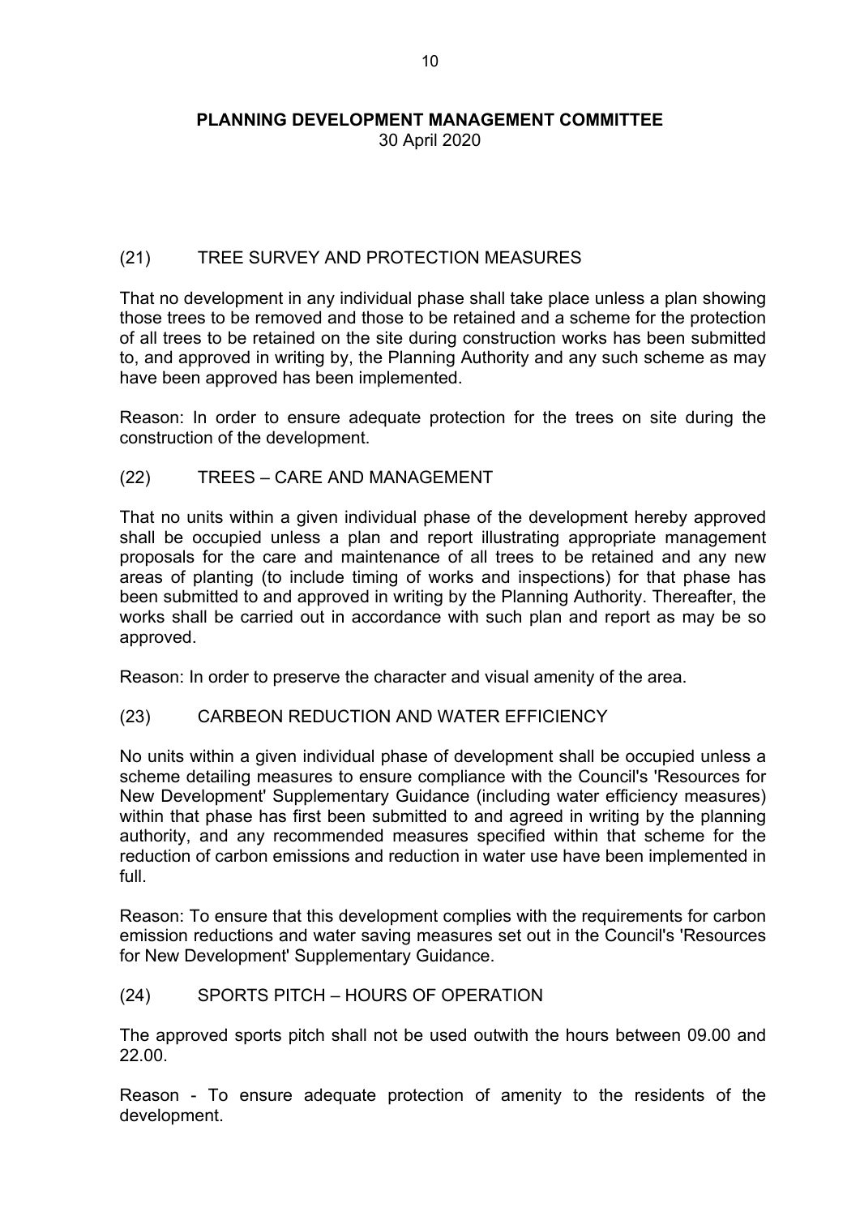**PLANNING DEVELOPMENT MANAGEMENT COMMITTEE**
30 April 2020

(21) TREE SURVEY AND PROTECTION MEASURES

That no development in any individual phase shall take place unless a plan showing those trees to be removed and those to be retained and a scheme for the protection of all trees to be retained on the site during construction works has been submitted to, and approved in writing by, the Planning Authority and any such scheme as may have been approved has been implemented.

Reason: In order to ensure adequate protection for the trees on site during the construction of the development.

(22) TREES – CARE AND MANAGEMENT

That no units within a given individual phase of the development hereby approved shall be occupied unless a plan and report illustrating appropriate management proposals for the care and maintenance of all trees to be retained and any new areas of planting (to include timing of works and inspections) for that phase has been submitted to and approved in writing by the Planning Authority. Thereafter, the works shall be carried out in accordance with such plan and report as may be so approved.

Reason: In order to preserve the character and visual amenity of the area.

(23) CARBEON REDUCTION AND WATER EFFICIENCY

No units within a given individual phase of development shall be occupied unless a scheme detailing measures to ensure compliance with the Council's 'Resources for New Development' Supplementary Guidance (including water efficiency measures) within that phase has first been submitted to and agreed in writing by the planning authority, and any recommended measures specified within that scheme for the reduction of carbon emissions and reduction in water use have been implemented in full.

Reason: To ensure that this development complies with the requirements for carbon emission reductions and water saving measures set out in the Council's 'Resources for New Development' Supplementary Guidance.

(24) SPORTS PITCH – HOURS OF OPERATION

The approved sports pitch shall not be used outwith the hours between 09.00 and 22.00.

Reason - To ensure adequate protection of amenity to the residents of the development.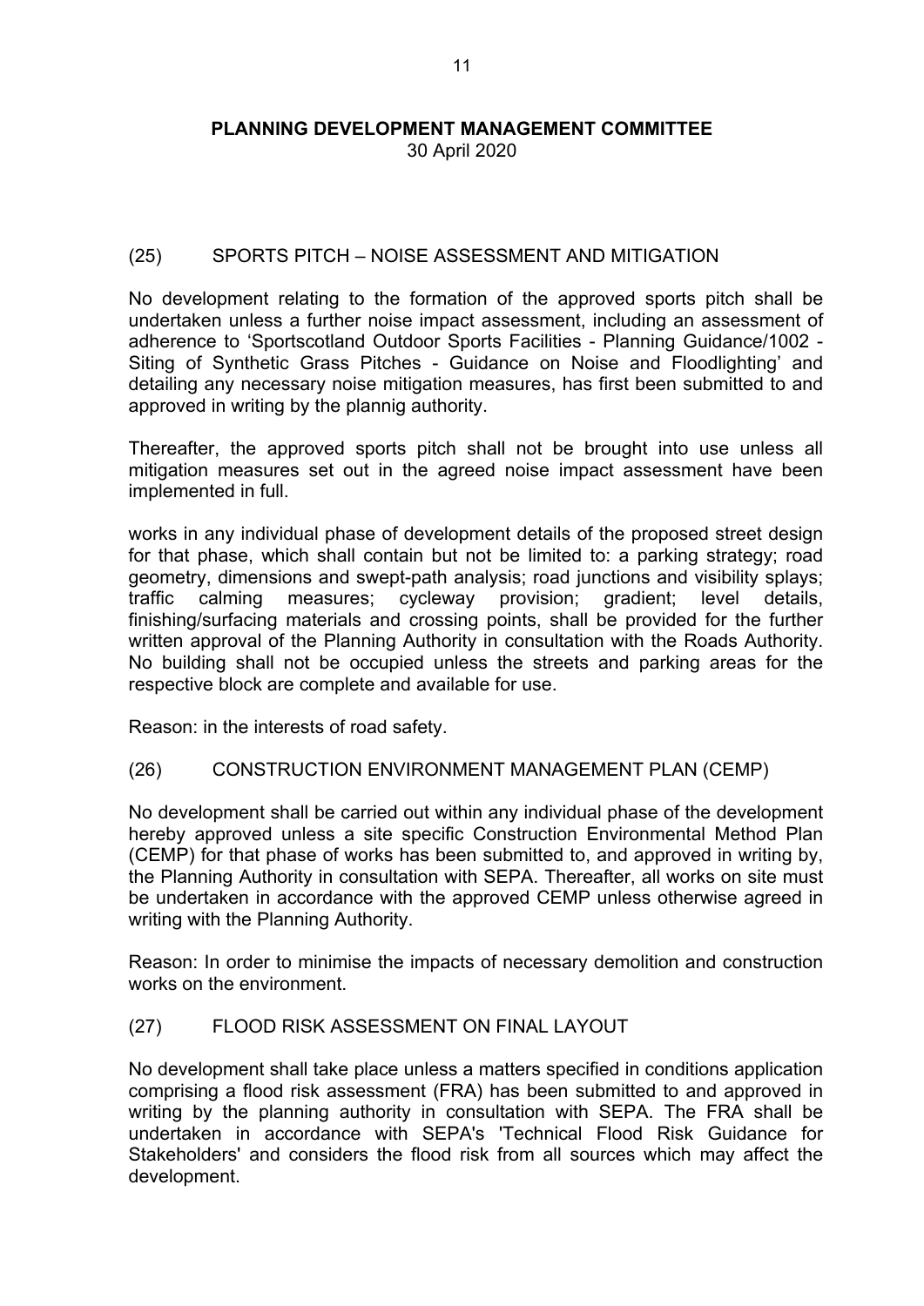**PLANNING DEVELOPMENT MANAGEMENT COMMITTEE**
30 April 2020

(25) SPORTS PITCH – NOISE ASSESSMENT AND MITIGATION

No development relating to the formation of the approved sports pitch shall be undertaken unless a further noise impact assessment, including an assessment of adherence to 'Sportscotland Outdoor Sports Facilities - Planning Guidance/1002 - Siting of Synthetic Grass Pitches - Guidance on Noise and Floodlighting' and detailing any necessary noise mitigation measures, has first been submitted to and approved in writing by the plannig authority.

Thereafter, the approved sports pitch shall not be brought into use unless all mitigation measures set out in the agreed noise impact assessment have been implemented in full.

works in any individual phase of development details of the proposed street design for that phase, which shall contain but not be limited to: a parking strategy; road geometry, dimensions and swept-path analysis; road junctions and visibility splays; traffic calming measures; cycleway provision; gradient; level details, finishing/surfacing materials and crossing points, shall be provided for the further written approval of the Planning Authority in consultation with the Roads Authority. No building shall not be occupied unless the streets and parking areas for the respective block are complete and available for use.

Reason: in the interests of road safety.

(26) CONSTRUCTION ENVIRONMENT MANAGEMENT PLAN (CEMP)

No development shall be carried out within any individual phase of the development hereby approved unless a site specific Construction Environmental Method Plan (CEMP) for that phase of works has been submitted to, and approved in writing by, the Planning Authority in consultation with SEPA. Thereafter, all works on site must be undertaken in accordance with the approved CEMP unless otherwise agreed in writing with the Planning Authority.

Reason: In order to minimise the impacts of necessary demolition and construction works on the environment.

(27) FLOOD RISK ASSESSMENT ON FINAL LAYOUT

No development shall take place unless a matters specified in conditions application comprising a flood risk assessment (FRA) has been submitted to and approved in writing by the planning authority in consultation with SEPA. The FRA shall be undertaken in accordance with SEPA's 'Technical Flood Risk Guidance for Stakeholders' and considers the flood risk from all sources which may affect the development.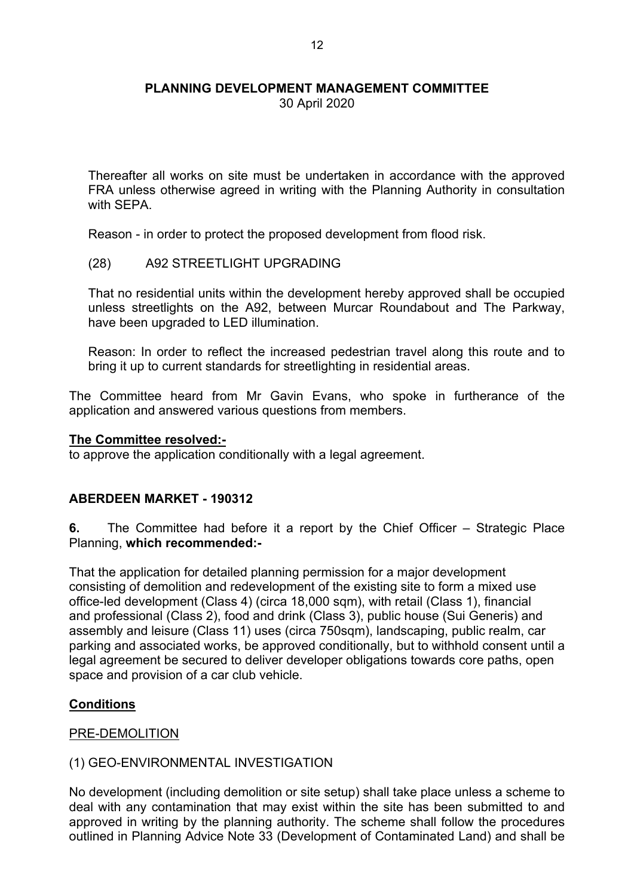Thereafter all works on site must be undertaken in accordance with the approved FRA unless otherwise agreed in writing with the Planning Authority in consultation with SEPA.

Reason - in order to protect the proposed development from flood risk.

(28) A92 STREETLIGHT UPGRADING

That no residential units within the development hereby approved shall be occupied unless streetlights on the A92, between Murcar Roundabout and The Parkway, have been upgraded to LED illumination.

Reason: In order to reflect the increased pedestrian travel along this route and to bring it up to current standards for streetlighting in residential areas.

The Committee heard from Mr Gavin Evans, who spoke in furtherance of the application and answered various questions from members.

**The Committee resolved:-**
to approve the application conditionally with a legal agreement.

**ABERDEEN MARKET - 190312**

**6.** The Committee had before it a report by the Chief Officer – Strategic Place Planning, **which recommended:-**

That the application for detailed planning permission for a major development consisting of demolition and redevelopment of the existing site to form a mixed use office-led development (Class 4) (circa 18,000 sqm), with retail (Class 1), financial and professional (Class 2), food and drink (Class 3), public house (Sui Generis) and assembly and leisure (Class 11) uses (circa 750sqm), landscaping, public realm, car parking and associated works, be approved conditionally, but to withhold consent until a legal agreement be secured to deliver developer obligations towards core paths, open space and provision of a car club vehicle.

**Conditions**

PRE-DEMOLITION

(1) GEO-ENVIRONMENTAL INVESTIGATION

No development (including demolition or site setup) shall take place unless a scheme to deal with any contamination that may exist within the site has been submitted to and approved in writing by the planning authority. The scheme shall follow the procedures outlined in Planning Advice Note 33 (Development of Contaminated Land) and shall be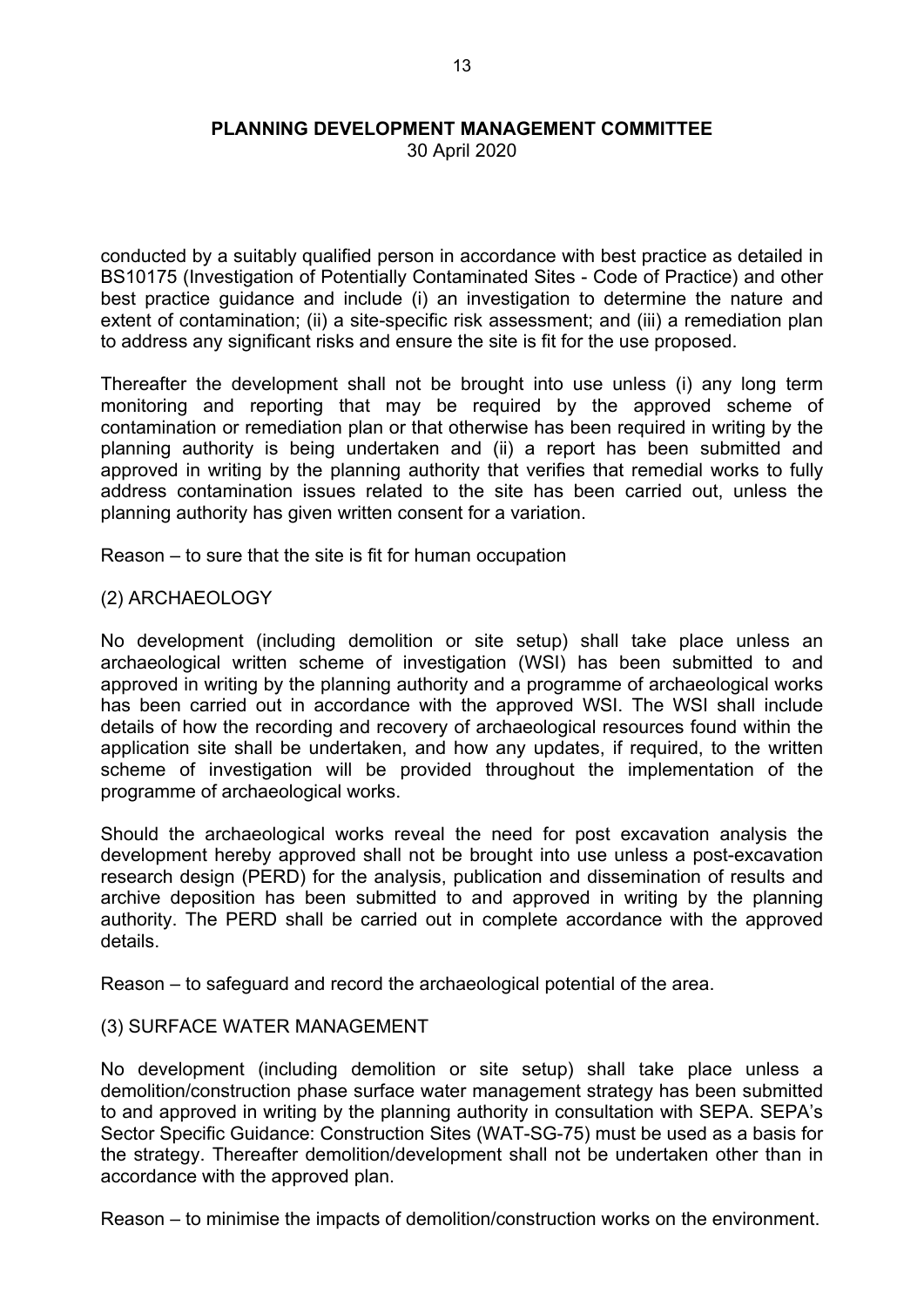conducted by a suitably qualified person in accordance with best practice as detailed in BS10175 (Investigation of Potentially Contaminated Sites - Code of Practice) and other best practice guidance and include (i) an investigation to determine the nature and extent of contamination; (ii) a site-specific risk assessment; and (iii) a remediation plan to address any significant risks and ensure the site is fit for the use proposed.

Thereafter the development shall not be brought into use unless (i) any long term monitoring and reporting that may be required by the approved scheme of contamination or remediation plan or that otherwise has been required in writing by the planning authority is being undertaken and (ii) a report has been submitted and approved in writing by the planning authority that verifies that remedial works to fully address contamination issues related to the site has been carried out, unless the planning authority has given written consent for a variation.

Reason – to sure that the site is fit for human occupation

(2) ARCHAEOLOGY

No development (including demolition or site setup) shall take place unless an archaeological written scheme of investigation (WSI) has been submitted to and approved in writing by the planning authority and a programme of archaeological works has been carried out in accordance with the approved WSI. The WSI shall include details of how the recording and recovery of archaeological resources found within the application site shall be undertaken, and how any updates, if required, to the written scheme of investigation will be provided throughout the implementation of the programme of archaeological works.

Should the archaeological works reveal the need for post excavation analysis the development hereby approved shall not be brought into use unless a post-excavation research design (PERD) for the analysis, publication and dissemination of results and archive deposition has been submitted to and approved in writing by the planning authority. The PERD shall be carried out in complete accordance with the approved details.

Reason – to safeguard and record the archaeological potential of the area.

(3) SURFACE WATER MANAGEMENT

No development (including demolition or site setup) shall take place unless a demolition/construction phase surface water management strategy has been submitted to and approved in writing by the planning authority in consultation with SEPA. SEPA's Sector Specific Guidance: Construction Sites (WAT-SG-75) must be used as a basis for the strategy. Thereafter demolition/development shall not be undertaken other than in accordance with the approved plan.

Reason – to minimise the impacts of demolition/construction works on the environment.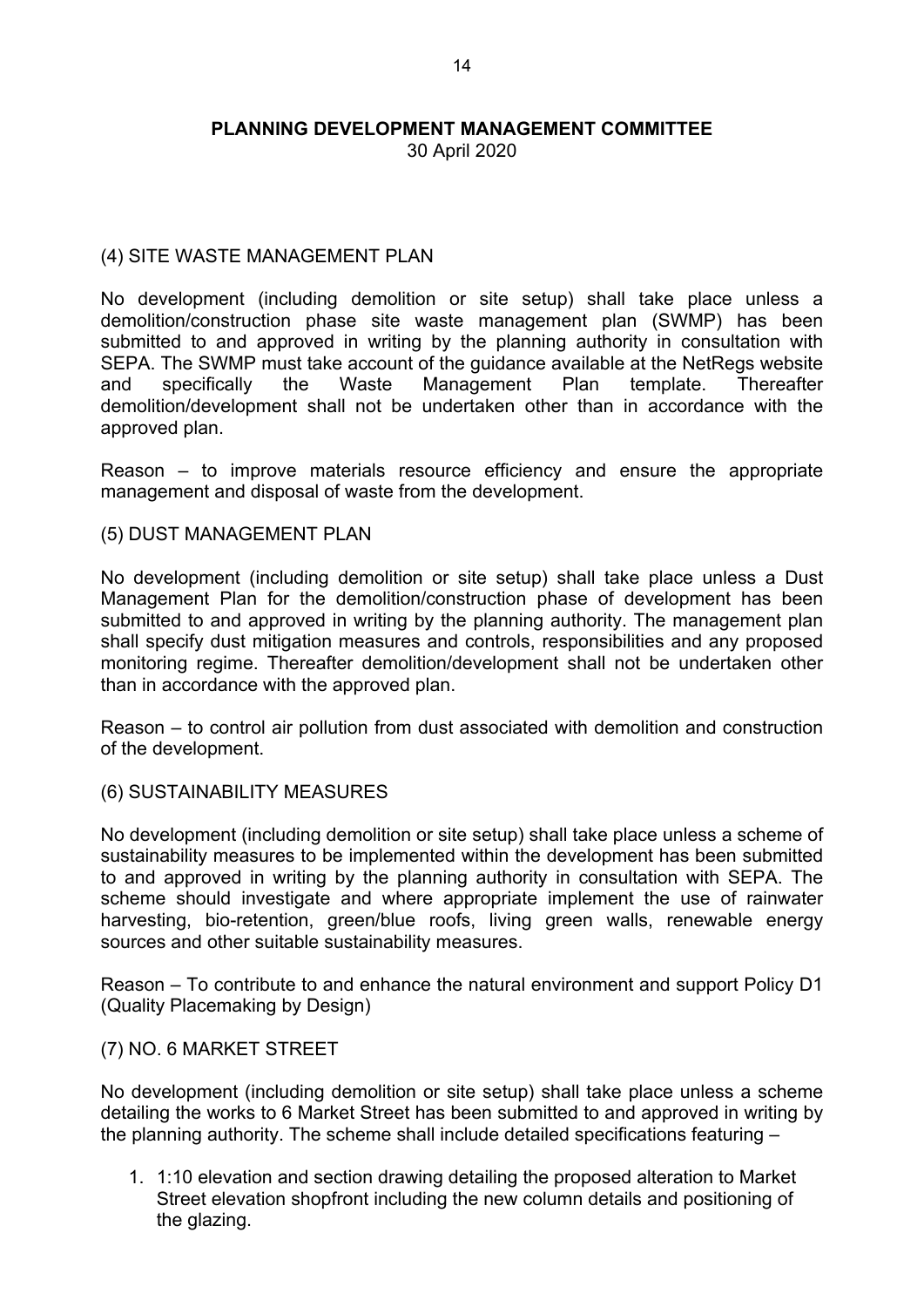**PLANNING DEVELOPMENT MANAGEMENT COMMITTEE**
30 April 2020

(4) SITE WASTE MANAGEMENT PLAN

No development (including demolition or site setup) shall take place unless a demolition/construction phase site waste management plan (SWMP) has been submitted to and approved in writing by the planning authority in consultation with SEPA. The SWMP must take account of the guidance available at the NetRegs website and specifically the Waste Management Plan template. Thereafter demolition/development shall not be undertaken other than in accordance with the approved plan.

Reason – to improve materials resource efficiency and ensure the appropriate management and disposal of waste from the development.

(5) DUST MANAGEMENT PLAN

No development (including demolition or site setup) shall take place unless a Dust Management Plan for the demolition/construction phase of development has been submitted to and approved in writing by the planning authority. The management plan shall specify dust mitigation measures and controls, responsibilities and any proposed monitoring regime. Thereafter demolition/development shall not be undertaken other than in accordance with the approved plan.

Reason – to control air pollution from dust associated with demolition and construction of the development.

(6) SUSTAINABILITY MEASURES

No development (including demolition or site setup) shall take place unless a scheme of sustainability measures to be implemented within the development has been submitted to and approved in writing by the planning authority in consultation with SEPA. The scheme should investigate and where appropriate implement the use of rainwater harvesting, bio-retention, green/blue roofs, living green walls, renewable energy sources and other suitable sustainability measures.

Reason – To contribute to and enhance the natural environment and support Policy D1 (Quality Placemaking by Design)

(7) NO. 6 MARKET STREET

No development (including demolition or site setup) shall take place unless a scheme detailing the works to 6 Market Street has been submitted to and approved in writing by the planning authority. The scheme shall include detailed specifications featuring –

1. 1:10 elevation and section drawing detailing the proposed alteration to Market Street elevation shopfront including the new column details and positioning of the glazing.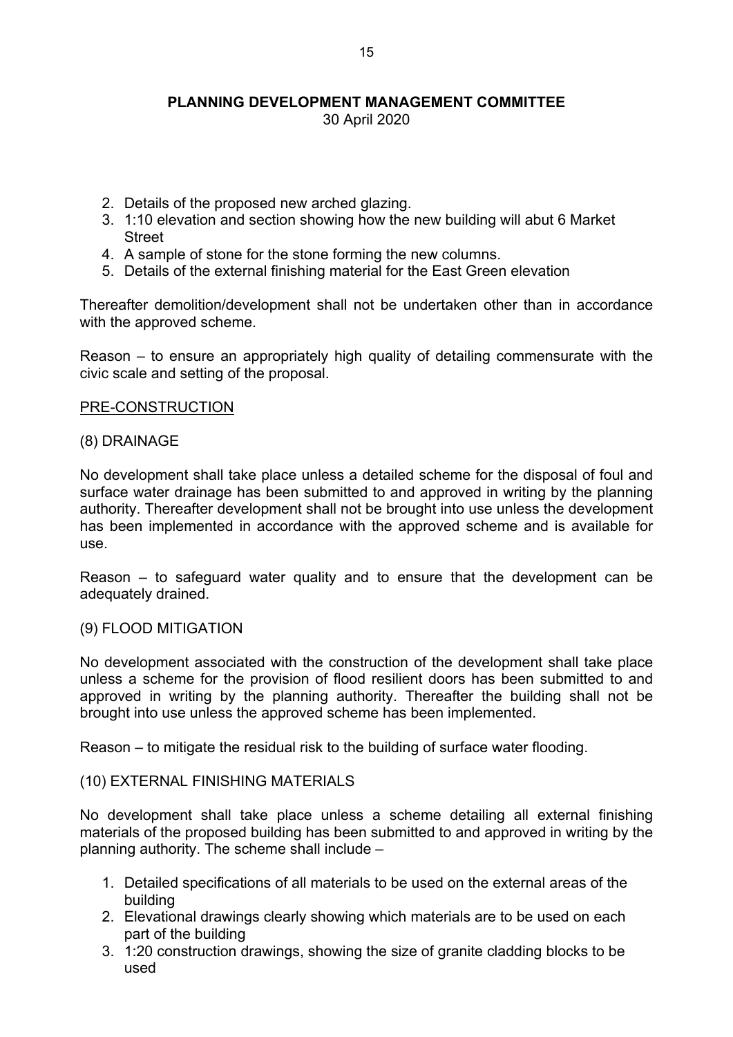2. Details of the proposed new arched glazing.
3. 1:10 elevation and section showing how the new building will abut 6 Market Street
4. A sample of stone for the stone forming the new columns.
5. Details of the external finishing material for the East Green elevation

Thereafter demolition/development shall not be undertaken other than in accordance with the approved scheme.

Reason – to ensure an appropriately high quality of detailing commensurate with the civic scale and setting of the proposal.

PRE-CONSTRUCTION

(8) DRAINAGE

No development shall take place unless a detailed scheme for the disposal of foul and surface water drainage has been submitted to and approved in writing by the planning authority. Thereafter development shall not be brought into use unless the development has been implemented in accordance with the approved scheme and is available for use.

Reason – to safeguard water quality and to ensure that the development can be adequately drained.

(9) FLOOD MITIGATION

No development associated with the construction of the development shall take place unless a scheme for the provision of flood resilient doors has been submitted to and approved in writing by the planning authority. Thereafter the building shall not be brought into use unless the approved scheme has been implemented.

Reason – to mitigate the residual risk to the building of surface water flooding.

(10) EXTERNAL FINISHING MATERIALS

No development shall take place unless a scheme detailing all external finishing materials of the proposed building has been submitted to and approved in writing by the planning authority. The scheme shall include –

1. Detailed specifications of all materials to be used on the external areas of the building
2. Elevational drawings clearly showing which materials are to be used on each part of the building
3. 1:20 construction drawings, showing the size of granite cladding blocks to be used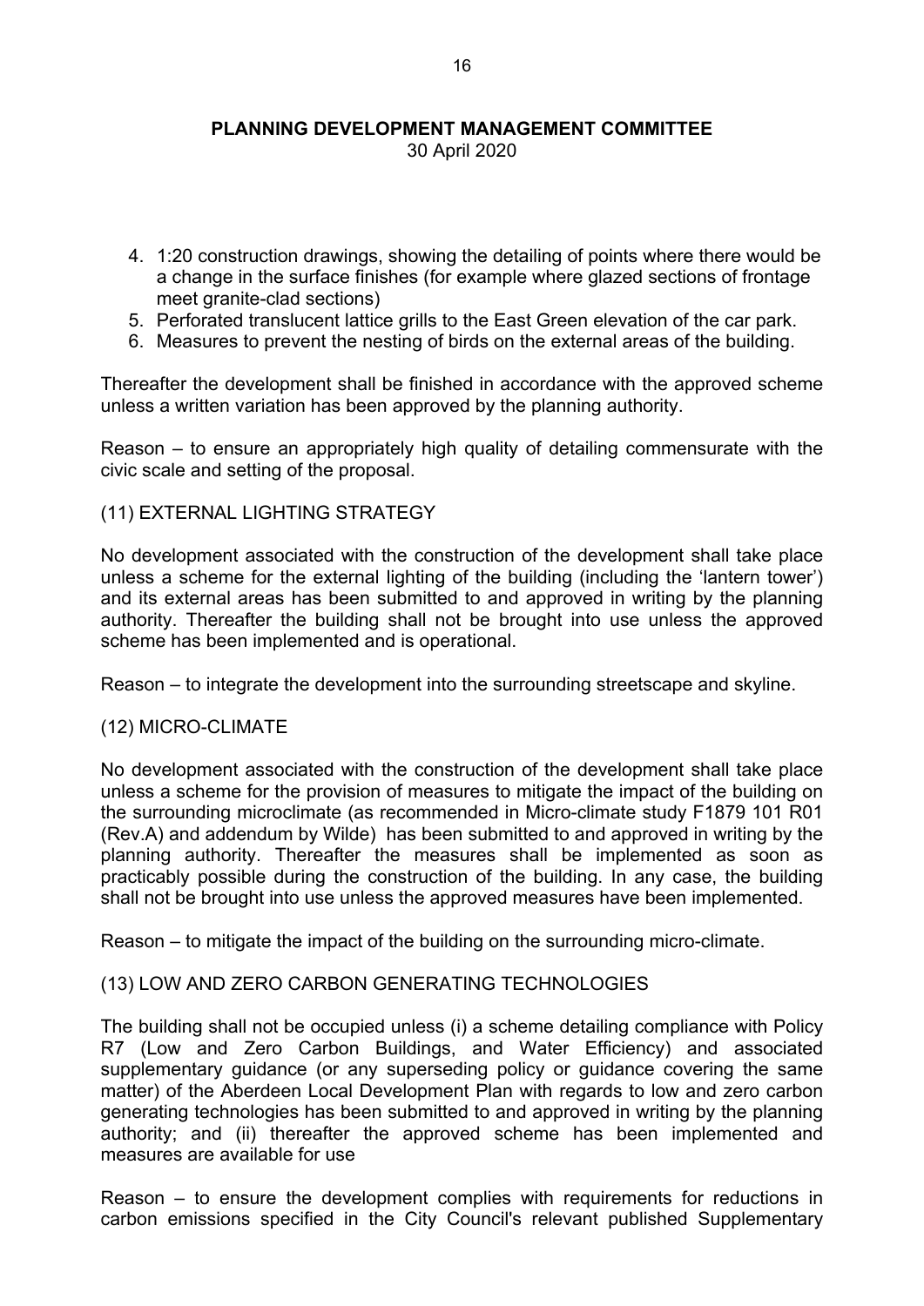4. 1:20 construction drawings, showing the detailing of points where there would be a change in the surface finishes (for example where glazed sections of frontage meet granite-clad sections)
5. Perforated translucent lattice grills to the East Green elevation of the car park.
6. Measures to prevent the nesting of birds on the external areas of the building.

Thereafter the development shall be finished in accordance with the approved scheme unless a written variation has been approved by the planning authority.

Reason – to ensure an appropriately high quality of detailing commensurate with the civic scale and setting of the proposal.

(11) EXTERNAL LIGHTING STRATEGY

No development associated with the construction of the development shall take place unless a scheme for the external lighting of the building (including the 'lantern tower') and its external areas has been submitted to and approved in writing by the planning authority. Thereafter the building shall not be brought into use unless the approved scheme has been implemented and is operational.

Reason – to integrate the development into the surrounding streetscape and skyline.

(12) MICRO-CLIMATE

No development associated with the construction of the development shall take place unless a scheme for the provision of measures to mitigate the impact of the building on the surrounding microclimate (as recommended in Micro-climate study F1879 101 R01 (Rev.A) and addendum by Wilde) has been submitted to and approved in writing by the planning authority. Thereafter the measures shall be implemented as soon as practicably possible during the construction of the building. In any case, the building shall not be brought into use unless the approved measures have been implemented.

Reason – to mitigate the impact of the building on the surrounding micro-climate.

(13) LOW AND ZERO CARBON GENERATING TECHNOLOGIES

The building shall not be occupied unless (i) a scheme detailing compliance with Policy R7 (Low and Zero Carbon Buildings, and Water Efficiency) and associated supplementary guidance (or any superseding policy or guidance covering the same matter) of the Aberdeen Local Development Plan with regards to low and zero carbon generating technologies has been submitted to and approved in writing by the planning authority; and (ii) thereafter the approved scheme has been implemented and measures are available for use

Reason – to ensure the development complies with requirements for reductions in carbon emissions specified in the City Council's relevant published Supplementary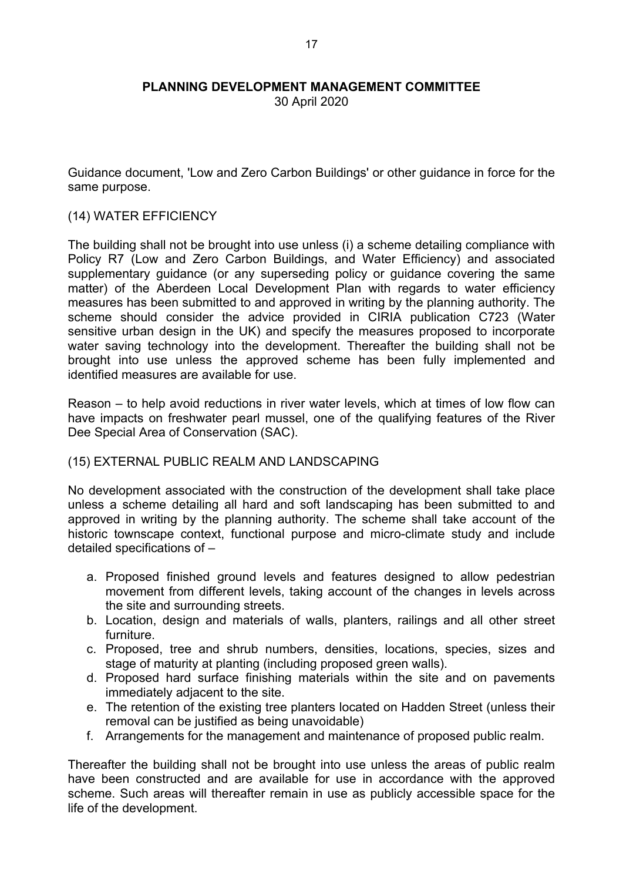Guidance document, 'Low and Zero Carbon Buildings' or other guidance in force for the same purpose.

(14) WATER EFFICIENCY

The building shall not be brought into use unless (i) a scheme detailing compliance with Policy R7 (Low and Zero Carbon Buildings, and Water Efficiency) and associated supplementary guidance (or any superseding policy or guidance covering the same matter) of the Aberdeen Local Development Plan with regards to water efficiency measures has been submitted to and approved in writing by the planning authority. The scheme should consider the advice provided in CIRIA publication C723 (Water sensitive urban design in the UK) and specify the measures proposed to incorporate water saving technology into the development. Thereafter the building shall not be brought into use unless the approved scheme has been fully implemented and identified measures are available for use.

Reason – to help avoid reductions in river water levels, which at times of low flow can have impacts on freshwater pearl mussel, one of the qualifying features of the River Dee Special Area of Conservation (SAC).

(15) EXTERNAL PUBLIC REALM AND LANDSCAPING

No development associated with the construction of the development shall take place unless a scheme detailing all hard and soft landscaping has been submitted to and approved in writing by the planning authority. The scheme shall take account of the historic townscape context, functional purpose and micro-climate study and include detailed specifications of –

a. Proposed finished ground levels and features designed to allow pedestrian movement from different levels, taking account of the changes in levels across the site and surrounding streets.
b. Location, design and materials of walls, planters, railings and all other street furniture.
c. Proposed, tree and shrub numbers, densities, locations, species, sizes and stage of maturity at planting (including proposed green walls).
d. Proposed hard surface finishing materials within the site and on pavements immediately adjacent to the site.
e. The retention of the existing tree planters located on Hadden Street (unless their removal can be justified as being unavoidable)
f. Arrangements for the management and maintenance of proposed public realm.

Thereafter the building shall not be brought into use unless the areas of public realm have been constructed and are available for use in accordance with the approved scheme. Such areas will thereafter remain in use as publicly accessible space for the life of the development.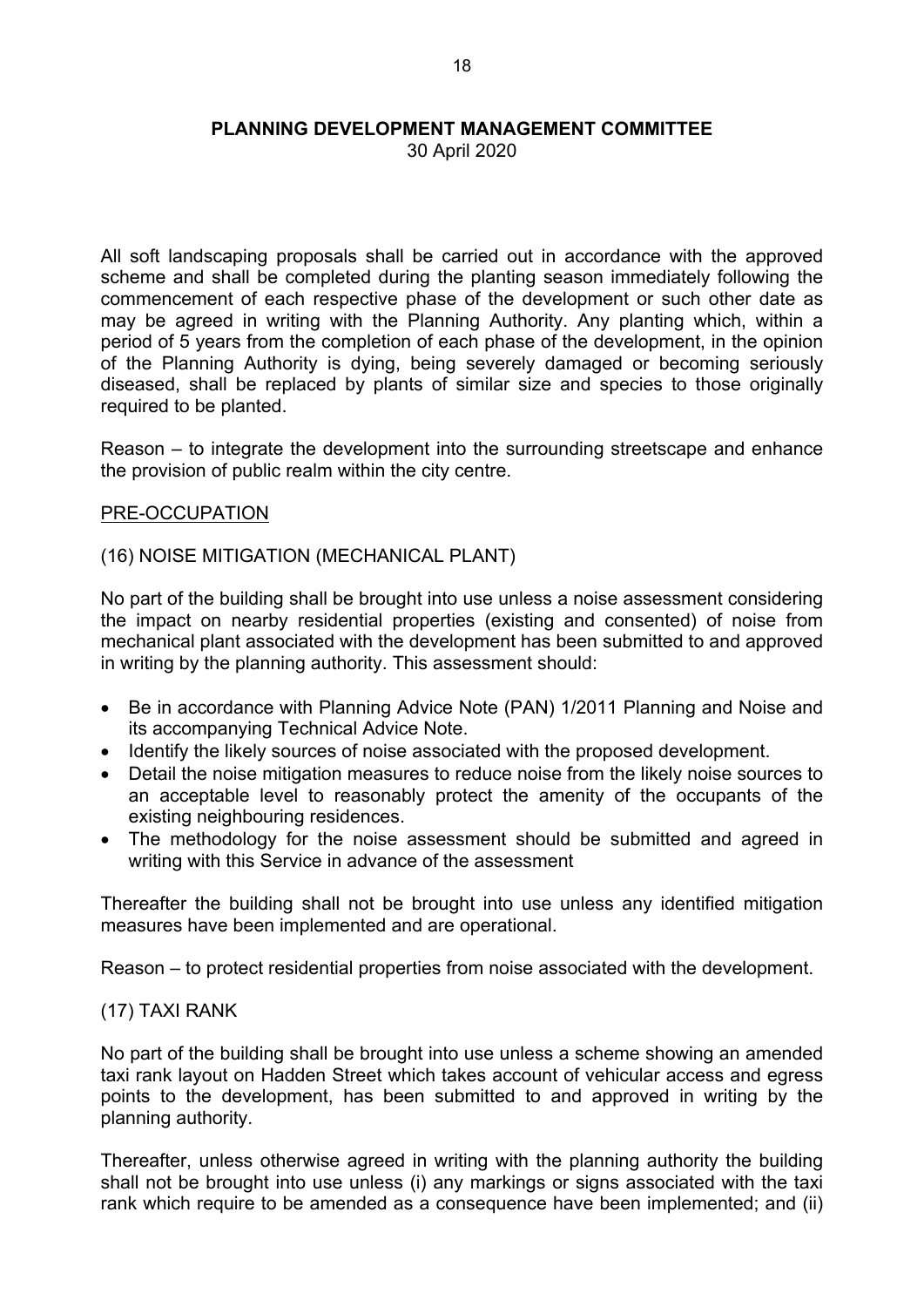All soft landscaping proposals shall be carried out in accordance with the approved scheme and shall be completed during the planting season immediately following the commencement of each respective phase of the development or such other date as may be agreed in writing with the Planning Authority. Any planting which, within a period of 5 years from the completion of each phase of the development, in the opinion of the Planning Authority is dying, being severely damaged or becoming seriously diseased, shall be replaced by plants of similar size and species to those originally required to be planted.

Reason – to integrate the development into the surrounding streetscape and enhance the provision of public realm within the city centre.

PRE-OCCUPATION

(16) NOISE MITIGATION (MECHANICAL PLANT)

No part of the building shall be brought into use unless a noise assessment considering the impact on nearby residential properties (existing and consented) of noise from mechanical plant associated with the development has been submitted to and approved in writing by the planning authority. This assessment should:

- Be in accordance with Planning Advice Note (PAN) 1/2011 Planning and Noise and its accompanying Technical Advice Note.
- Identify the likely sources of noise associated with the proposed development.
- Detail the noise mitigation measures to reduce noise from the likely noise sources to an acceptable level to reasonably protect the amenity of the occupants of the existing neighbouring residences.
- The methodology for the noise assessment should be submitted and agreed in writing with this Service in advance of the assessment

Thereafter the building shall not be brought into use unless any identified mitigation measures have been implemented and are operational.

Reason – to protect residential properties from noise associated with the development.

(17) TAXI RANK

No part of the building shall be brought into use unless a scheme showing an amended taxi rank layout on Hadden Street which takes account of vehicular access and egress points to the development, has been submitted to and approved in writing by the planning authority.

Thereafter, unless otherwise agreed in writing with the planning authority the building shall not be brought into use unless (i) any markings or signs associated with the taxi rank which require to be amended as a consequence have been implemented; and (ii)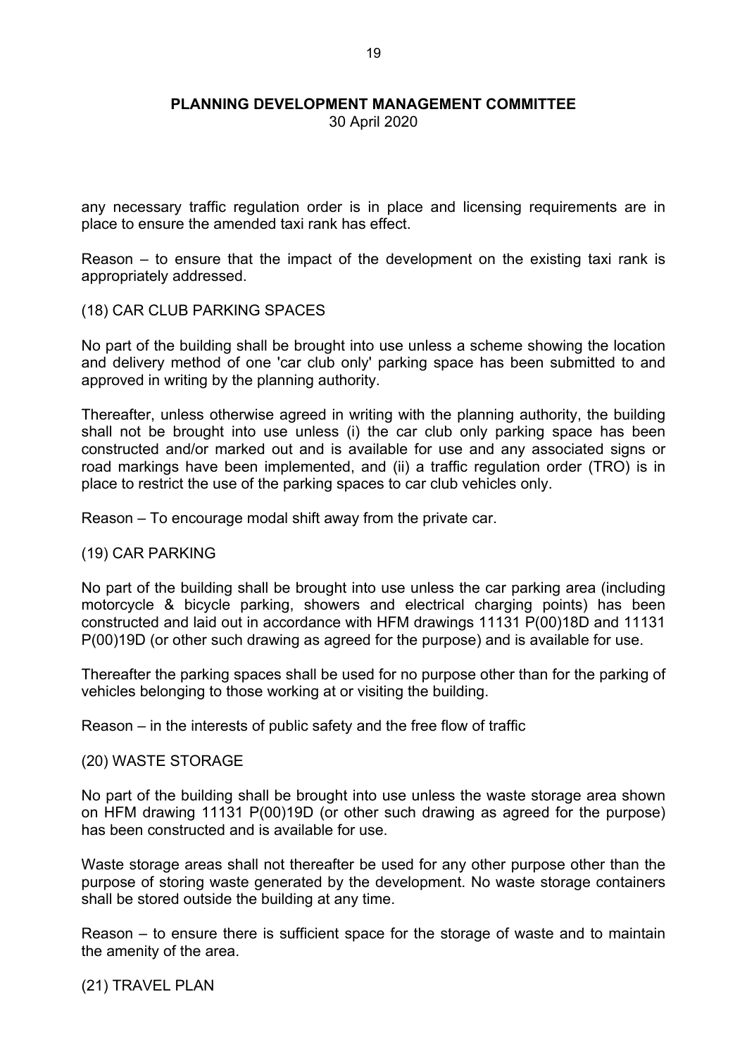any necessary traffic regulation order is in place and licensing requirements are in place to ensure the amended taxi rank has effect.

Reason – to ensure that the impact of the development on the existing taxi rank is appropriately addressed.

(18) CAR CLUB PARKING SPACES

No part of the building shall be brought into use unless a scheme showing the location and delivery method of one 'car club only' parking space has been submitted to and approved in writing by the planning authority.

Thereafter, unless otherwise agreed in writing with the planning authority, the building shall not be brought into use unless (i) the car club only parking space has been constructed and/or marked out and is available for use and any associated signs or road markings have been implemented, and (ii) a traffic regulation order (TRO) is in place to restrict the use of the parking spaces to car club vehicles only.

Reason – To encourage modal shift away from the private car.

(19) CAR PARKING

No part of the building shall be brought into use unless the car parking area (including motorcycle & bicycle parking, showers and electrical charging points) has been constructed and laid out in accordance with HFM drawings 11131 P(00)18D and 11131 P(00)19D (or other such drawing as agreed for the purpose) and is available for use.

Thereafter the parking spaces shall be used for no purpose other than for the parking of vehicles belonging to those working at or visiting the building.

Reason – in the interests of public safety and the free flow of traffic

(20) WASTE STORAGE

No part of the building shall be brought into use unless the waste storage area shown on HFM drawing 11131 P(00)19D (or other such drawing as agreed for the purpose) has been constructed and is available for use.

Waste storage areas shall not thereafter be used for any other purpose other than the purpose of storing waste generated by the development. No waste storage containers shall be stored outside the building at any time.

Reason – to ensure there is sufficient space for the storage of waste and to maintain the amenity of the area.

(21) TRAVEL PLAN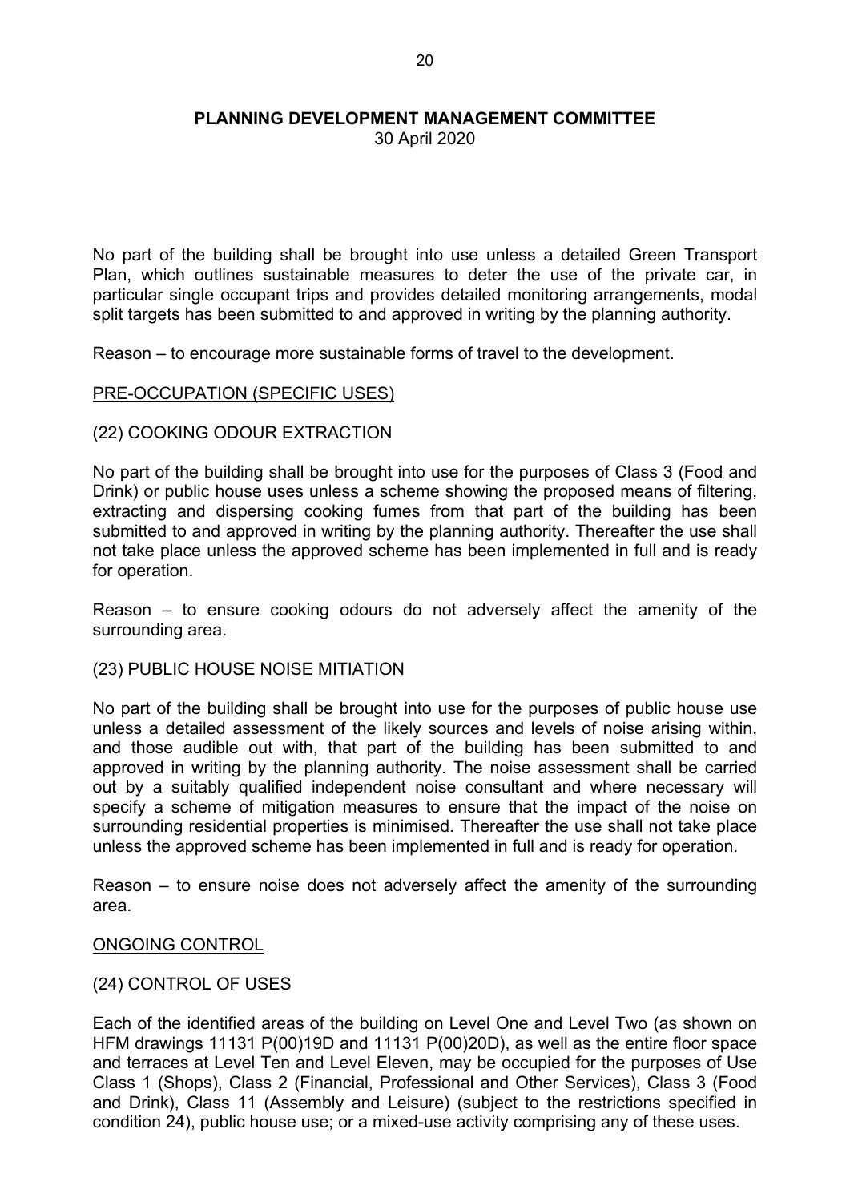No part of the building shall be brought into use unless a detailed Green Transport Plan, which outlines sustainable measures to deter the use of the private car, in particular single occupant trips and provides detailed monitoring arrangements, modal split targets has been submitted to and approved in writing by the planning authority.

Reason – to encourage more sustainable forms of travel to the development.

PRE-OCCUPATION (SPECIFIC USES)

(22) COOKING ODOUR EXTRACTION

No part of the building shall be brought into use for the purposes of Class 3 (Food and Drink) or public house uses unless a scheme showing the proposed means of filtering, extracting and dispersing cooking fumes from that part of the building has been submitted to and approved in writing by the planning authority. Thereafter the use shall not take place unless the approved scheme has been implemented in full and is ready for operation.

Reason – to ensure cooking odours do not adversely affect the amenity of the surrounding area.

(23) PUBLIC HOUSE NOISE MITIATION

No part of the building shall be brought into use for the purposes of public house use unless a detailed assessment of the likely sources and levels of noise arising within, and those audible out with, that part of the building has been submitted to and approved in writing by the planning authority. The noise assessment shall be carried out by a suitably qualified independent noise consultant and where necessary will specify a scheme of mitigation measures to ensure that the impact of the noise on surrounding residential properties is minimised. Thereafter the use shall not take place unless the approved scheme has been implemented in full and is ready for operation.

Reason – to ensure noise does not adversely affect the amenity of the surrounding area.

ONGOING CONTROL

(24) CONTROL OF USES

Each of the identified areas of the building on Level One and Level Two (as shown on HFM drawings 11131 P(00)19D and 11131 P(00)20D), as well as the entire floor space and terraces at Level Ten and Level Eleven, may be occupied for the purposes of Use Class 1 (Shops), Class 2 (Financial, Professional and Other Services), Class 3 (Food and Drink), Class 11 (Assembly and Leisure) (subject to the restrictions specified in condition 24), public house use; or a mixed-use activity comprising any of these uses.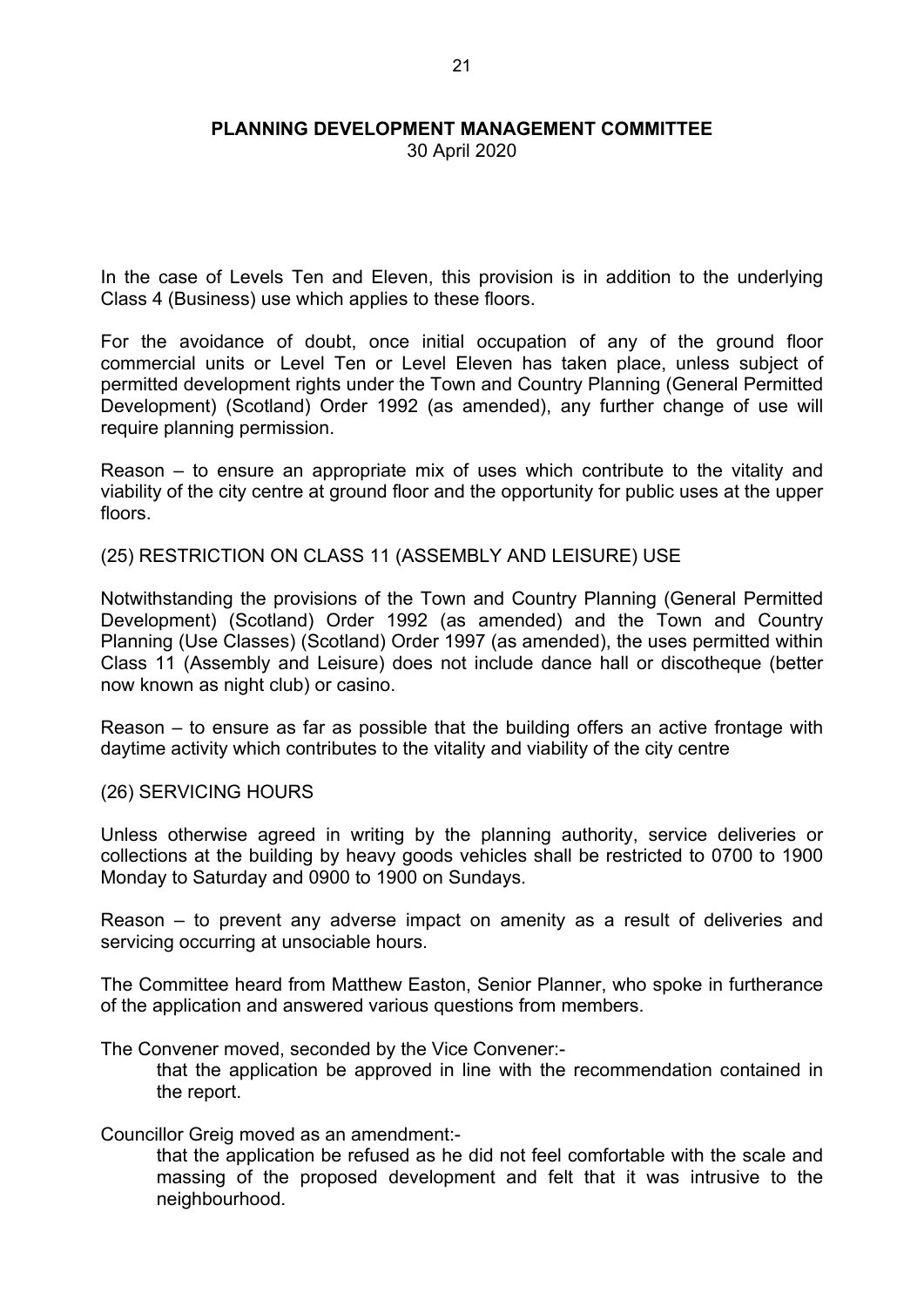In the case of Levels Ten and Eleven, this provision is in addition to the underlying Class 4 (Business) use which applies to these floors.

For the avoidance of doubt, once initial occupation of any of the ground floor commercial units or Level Ten or Level Eleven has taken place, unless subject of permitted development rights under the Town and Country Planning (General Permitted Development) (Scotland) Order 1992 (as amended), any further change of use will require planning permission.

Reason – to ensure an appropriate mix of uses which contribute to the vitality and viability of the city centre at ground floor and the opportunity for public uses at the upper floors.

(25) RESTRICTION ON CLASS 11 (ASSEMBLY AND LEISURE) USE

Notwithstanding the provisions of the Town and Country Planning (General Permitted Development) (Scotland) Order 1992 (as amended) and the Town and Country Planning (Use Classes) (Scotland) Order 1997 (as amended), the uses permitted within Class 11 (Assembly and Leisure) does not include dance hall or discotheque (better now known as night club) or casino.

Reason – to ensure as far as possible that the building offers an active frontage with daytime activity which contributes to the vitality and viability of the city centre

(26) SERVICING HOURS

Unless otherwise agreed in writing by the planning authority, service deliveries or collections at the building by heavy goods vehicles shall be restricted to 0700 to 1900 Monday to Saturday and 0900 to 1900 on Sundays.

Reason – to prevent any adverse impact on amenity as a result of deliveries and servicing occurring at unsociable hours.

The Committee heard from Matthew Easton, Senior Planner, who spoke in furtherance of the application and answered various questions from members.

The Convener moved, seconded by the Vice Convener:-

> that the application be approved in line with the recommendation contained in the report.

Councillor Greig moved as an amendment:-

> that the application be refused as he did not feel comfortable with the scale and massing of the proposed development and felt that it was intrusive to the neighbourhood.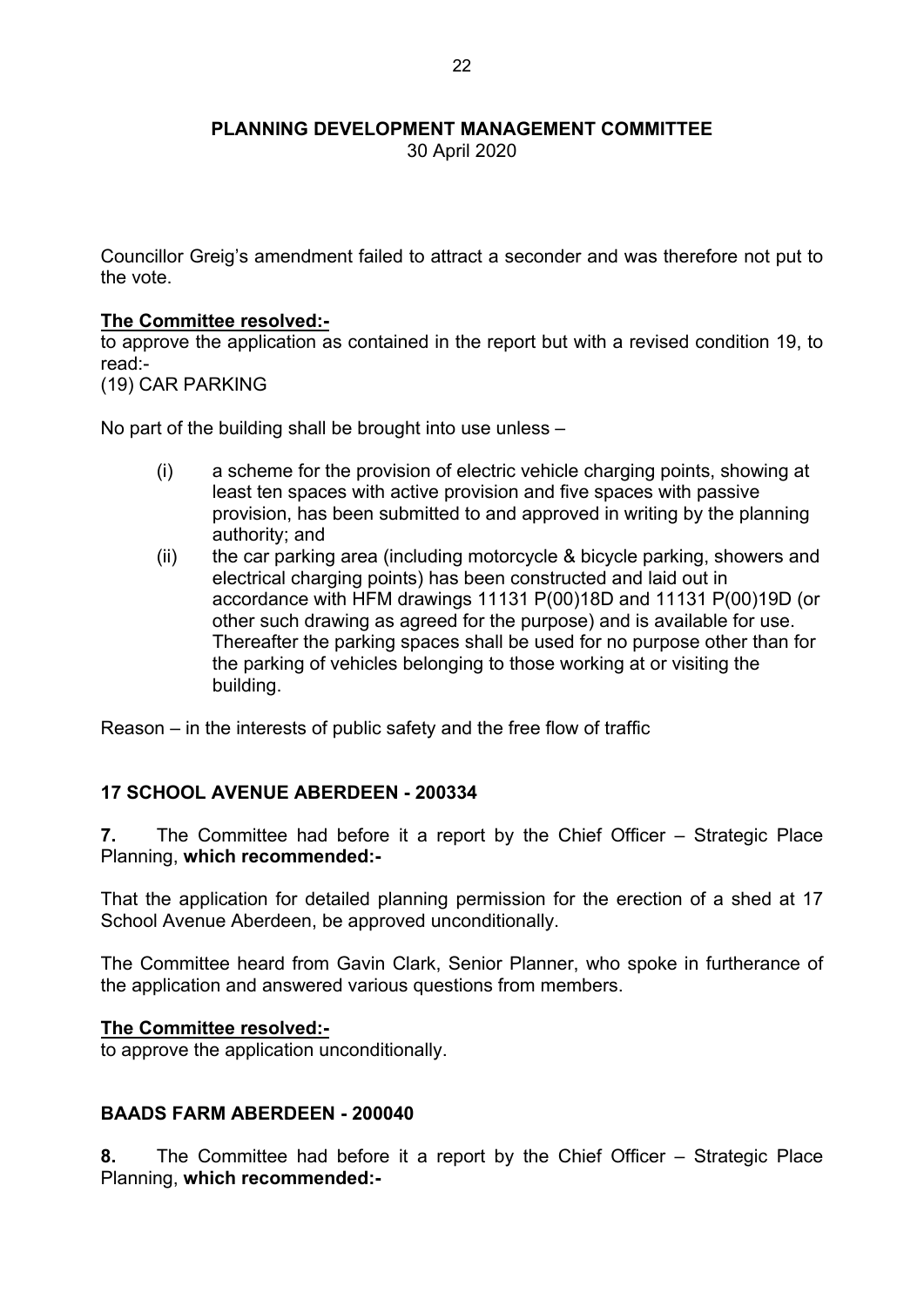**PLANNING DEVELOPMENT MANAGEMENT COMMITTEE**
30 April 2020

Councillor Greig's amendment failed to attract a seconder and was therefore not put to the vote.

**The Committee resolved:-**
to approve the application as contained in the report but with a revised condition 19, to read:-
(19) CAR PARKING

No part of the building shall be brought into use unless –

(i) a scheme for the provision of electric vehicle charging points, showing at least ten spaces with active provision and five spaces with passive provision, has been submitted to and approved in writing by the planning authority; and

(ii) the car parking area (including motorcycle & bicycle parking, showers and electrical charging points) has been constructed and laid out in accordance with HFM drawings 11131 P(00)18D and 11131 P(00)19D (or other such drawing as agreed for the purpose) and is available for use. Thereafter the parking spaces shall be used for no purpose other than for the parking of vehicles belonging to those working at or visiting the building.

Reason – in the interests of public safety and the free flow of traffic

## 17 SCHOOL AVENUE ABERDEEN - 200334

**7.** The Committee had before it a report by the Chief Officer – Strategic Place Planning, **which recommended:-**

That the application for detailed planning permission for the erection of a shed at 17 School Avenue Aberdeen, be approved unconditionally.

The Committee heard from Gavin Clark, Senior Planner, who spoke in furtherance of the application and answered various questions from members.

**The Committee resolved:-**
to approve the application unconditionally.

## BAADS FARM ABERDEEN - 200040

**8.** The Committee had before it a report by the Chief Officer – Strategic Place Planning, **which recommended:-**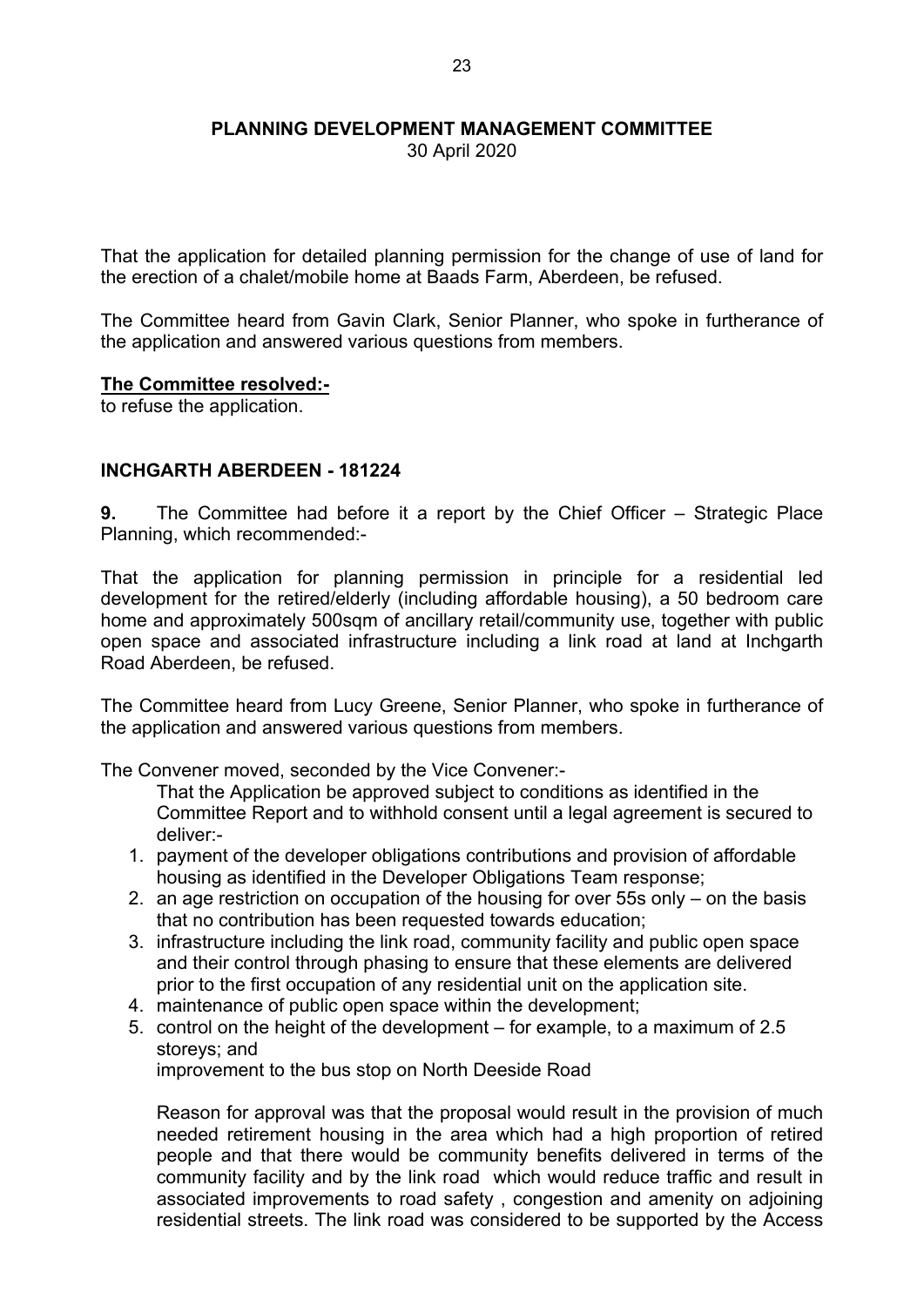That the application for detailed planning permission for the change of use of land for the erection of a chalet/mobile home at Baads Farm, Aberdeen, be refused.

The Committee heard from Gavin Clark, Senior Planner, who spoke in furtherance of the application and answered various questions from members.

**The Committee resolved:-**
to refuse the application.

## INCHGARTH ABERDEEN - 181224

**9.** The Committee had before it a report by the Chief Officer – Strategic Place Planning, which recommended:-

That the application for planning permission in principle for a residential led development for the retired/elderly (including affordable housing), a 50 bedroom care home and approximately 500sqm of ancillary retail/community use, together with public open space and associated infrastructure including a link road at land at Inchgarth Road Aberdeen, be refused.

The Committee heard from Lucy Greene, Senior Planner, who spoke in furtherance of the application and answered various questions from members.

The Convener moved, seconded by the Vice Convener:-

> That the Application be approved subject to conditions as identified in the Committee Report and to withhold consent until a legal agreement is secured to deliver:-
>
> 1. payment of the developer obligations contributions and provision of affordable housing as identified in the Developer Obligations Team response;
> 2. an age restriction on occupation of the housing for over 55s only – on the basis that no contribution has been requested towards education;
> 3. infrastructure including the link road, community facility and public open space and their control through phasing to ensure that these elements are delivered prior to the first occupation of any residential unit on the application site.
> 4. maintenance of public open space within the development;
> 5. control on the height of the development – for example, to a maximum of 2.5 storeys; and
>
> improvement to the bus stop on North Deeside Road
>
> Reason for approval was that the proposal would result in the provision of much needed retirement housing in the area which had a high proportion of retired people and that there would be community benefits delivered in terms of the community facility and by the link road which would reduce traffic and result in associated improvements to road safety , congestion and amenity on adjoining residential streets. The link road was considered to be supported by the Access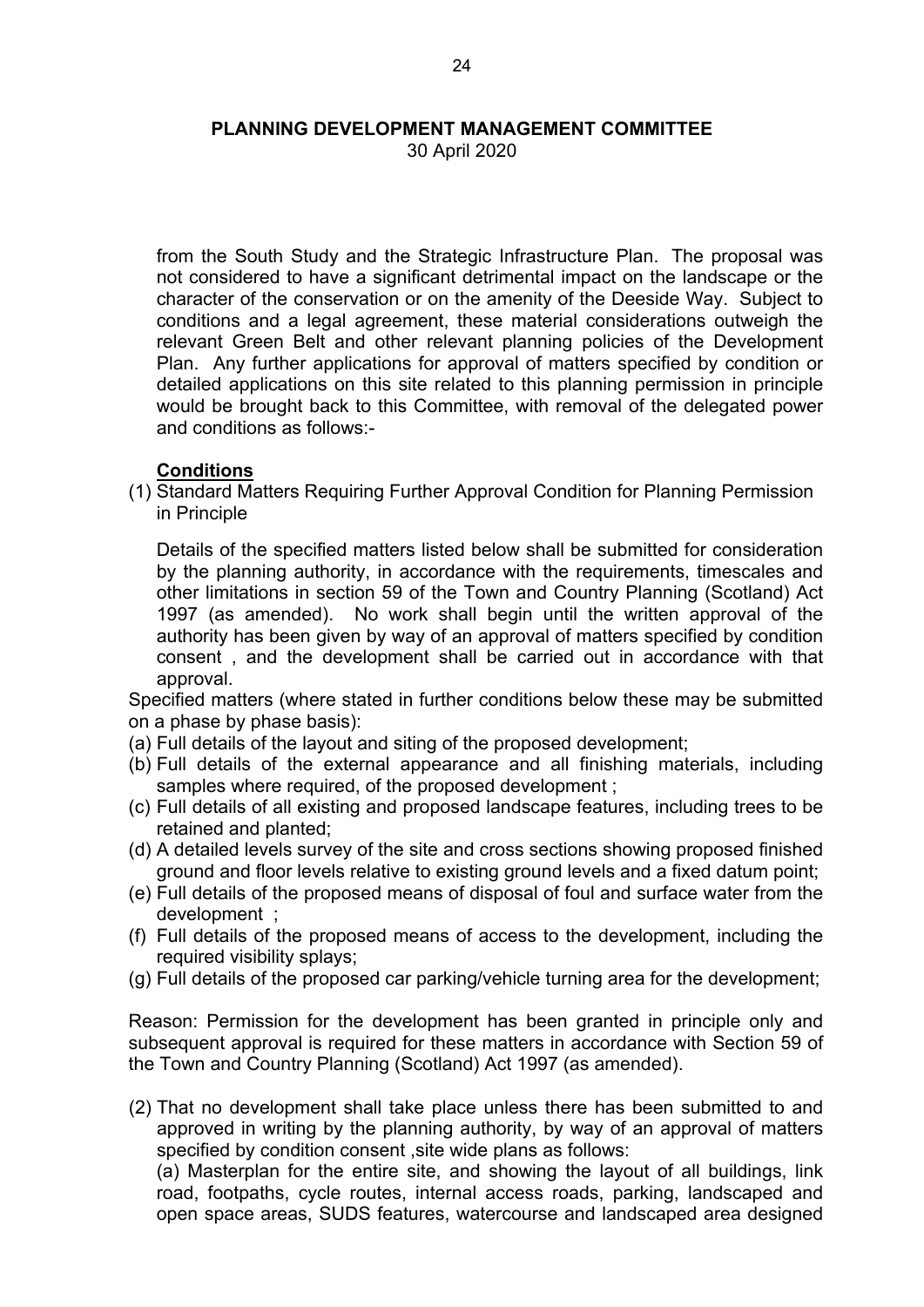from the South Study and the Strategic Infrastructure Plan. The proposal was not considered to have a significant detrimental impact on the landscape or the character of the conservation or on the amenity of the Deeside Way. Subject to conditions and a legal agreement, these material considerations outweigh the relevant Green Belt and other relevant planning policies of the Development Plan. Any further applications for approval of matters specified by condition or detailed applications on this site related to this planning permission in principle would be brought back to this Committee, with removal of the delegated power and conditions as follows:-

**Conditions**

(1) Standard Matters Requiring Further Approval Condition for Planning Permission in Principle

Details of the specified matters listed below shall be submitted for consideration by the planning authority, in accordance with the requirements, timescales and other limitations in section 59 of the Town and Country Planning (Scotland) Act 1997 (as amended). No work shall begin until the written approval of the authority has been given by way of an approval of matters specified by condition consent , and the development shall be carried out in accordance with that approval.

Specified matters (where stated in further conditions below these may be submitted on a phase by phase basis):

(a) Full details of the layout and siting of the proposed development;
(b) Full details of the external appearance and all finishing materials, including samples where required, of the proposed development ;
(c) Full details of all existing and proposed landscape features, including trees to be retained and planted;
(d) A detailed levels survey of the site and cross sections showing proposed finished ground and floor levels relative to existing ground levels and a fixed datum point;
(e) Full details of the proposed means of disposal of foul and surface water from the development ;
(f) Full details of the proposed means of access to the development, including the required visibility splays;
(g) Full details of the proposed car parking/vehicle turning area for the development;

Reason: Permission for the development has been granted in principle only and subsequent approval is required for these matters in accordance with Section 59 of the Town and Country Planning (Scotland) Act 1997 (as amended).

(2) That no development shall take place unless there has been submitted to and approved in writing by the planning authority, by way of an approval of matters specified by condition consent ,site wide plans as follows:

(a) Masterplan for the entire site, and showing the layout of all buildings, link road, footpaths, cycle routes, internal access roads, parking, landscaped and open space areas, SUDS features, watercourse and landscaped area designed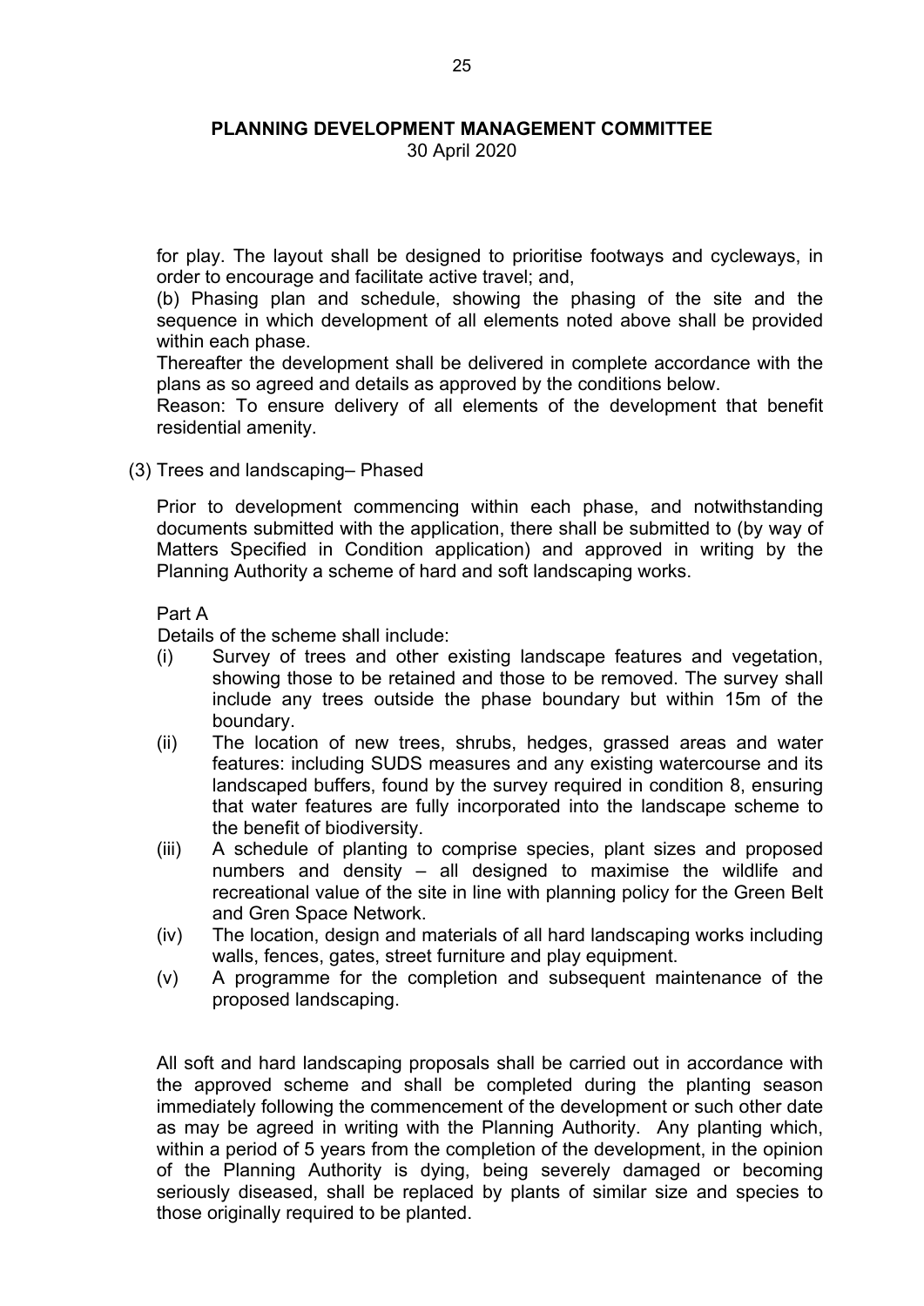for play. The layout shall be designed to prioritise footways and cycleways, in order to encourage and facilitate active travel; and,

(b) Phasing plan and schedule, showing the phasing of the site and the sequence in which development of all elements noted above shall be provided within each phase.

Thereafter the development shall be delivered in complete accordance with the plans as so agreed and details as approved by the conditions below.

Reason: To ensure delivery of all elements of the development that benefit residential amenity.

(3) Trees and landscaping– Phased

Prior to development commencing within each phase, and notwithstanding documents submitted with the application, there shall be submitted to (by way of Matters Specified in Condition application) and approved in writing by the Planning Authority a scheme of hard and soft landscaping works.

Part A

Details of the scheme shall include:

(i) Survey of trees and other existing landscape features and vegetation, showing those to be retained and those to be removed. The survey shall include any trees outside the phase boundary but within 15m of the boundary.

(ii) The location of new trees, shrubs, hedges, grassed areas and water features: including SUDS measures and any existing watercourse and its landscaped buffers, found by the survey required in condition 8, ensuring that water features are fully incorporated into the landscape scheme to the benefit of biodiversity.

(iii) A schedule of planting to comprise species, plant sizes and proposed numbers and density – all designed to maximise the wildlife and recreational value of the site in line with planning policy for the Green Belt and Gren Space Network.

(iv) The location, design and materials of all hard landscaping works including walls, fences, gates, street furniture and play equipment.

(v) A programme for the completion and subsequent maintenance of the proposed landscaping.

All soft and hard landscaping proposals shall be carried out in accordance with the approved scheme and shall be completed during the planting season immediately following the commencement of the development or such other date as may be agreed in writing with the Planning Authority. Any planting which, within a period of 5 years from the completion of the development, in the opinion of the Planning Authority is dying, being severely damaged or becoming seriously diseased, shall be replaced by plants of similar size and species to those originally required to be planted.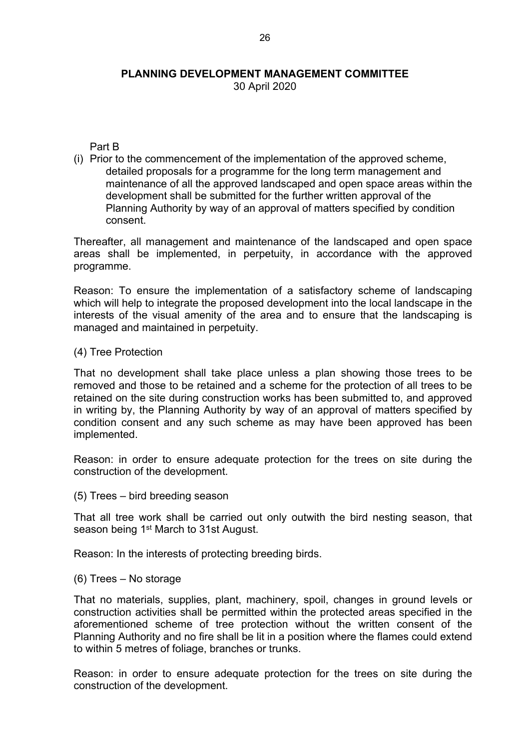Part B

(i) Prior to the commencement of the implementation of the approved scheme, detailed proposals for a programme for the long term management and maintenance of all the approved landscaped and open space areas within the development shall be submitted for the further written approval of the Planning Authority by way of an approval of matters specified by condition consent.

Thereafter, all management and maintenance of the landscaped and open space areas shall be implemented, in perpetuity, in accordance with the approved programme.

Reason: To ensure the implementation of a satisfactory scheme of landscaping which will help to integrate the proposed development into the local landscape in the interests of the visual amenity of the area and to ensure that the landscaping is managed and maintained in perpetuity.

(4) Tree Protection

That no development shall take place unless a plan showing those trees to be removed and those to be retained and a scheme for the protection of all trees to be retained on the site during construction works has been submitted to, and approved in writing by, the Planning Authority by way of an approval of matters specified by condition consent and any such scheme as may have been approved has been implemented.

Reason: in order to ensure adequate protection for the trees on site during the construction of the development.

(5) Trees – bird breeding season

That all tree work shall be carried out only outwith the bird nesting season, that season being 1st March to 31st August.

Reason: In the interests of protecting breeding birds.

(6) Trees – No storage

That no materials, supplies, plant, machinery, spoil, changes in ground levels or construction activities shall be permitted within the protected areas specified in the aforementioned scheme of tree protection without the written consent of the Planning Authority and no fire shall be lit in a position where the flames could extend to within 5 metres of foliage, branches or trunks.

Reason: in order to ensure adequate protection for the trees on site during the construction of the development.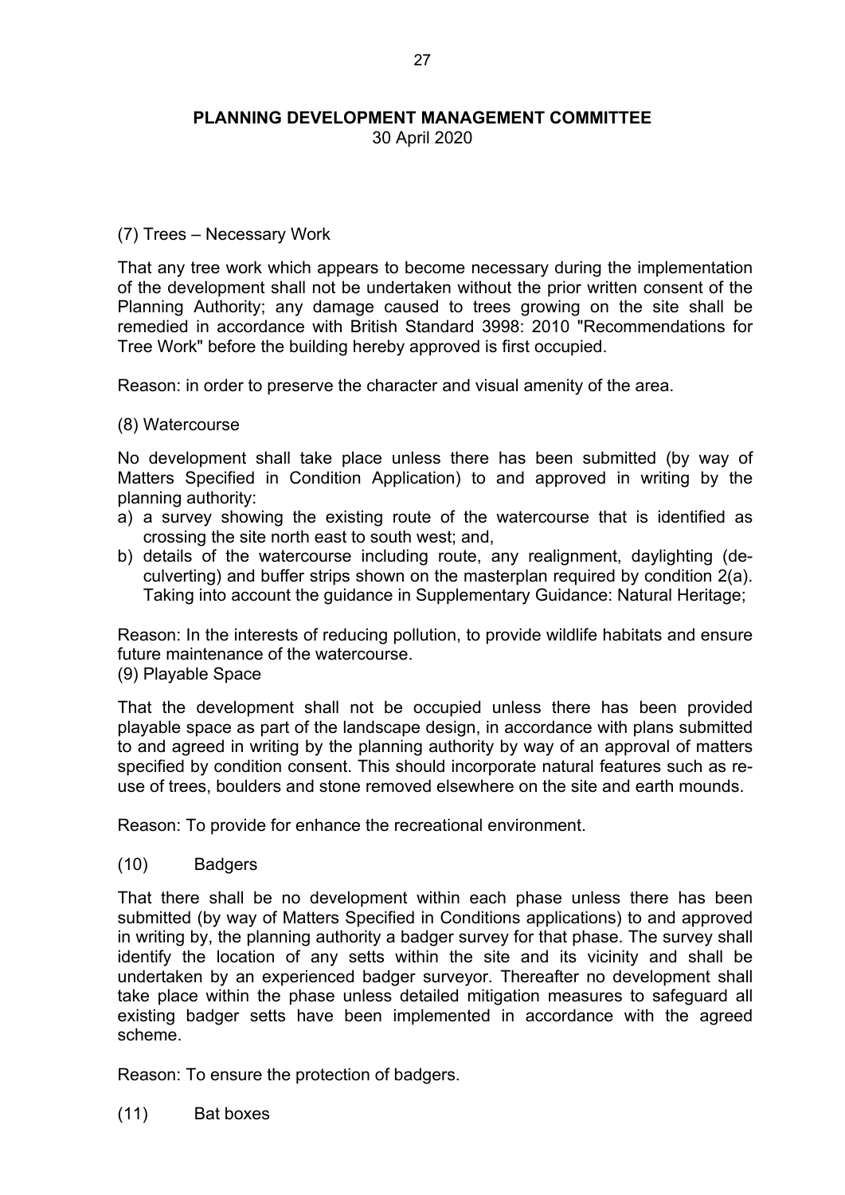**PLANNING DEVELOPMENT MANAGEMENT COMMITTEE**
30 April 2020

(7) Trees – Necessary Work

That any tree work which appears to become necessary during the implementation of the development shall not be undertaken without the prior written consent of the Planning Authority; any damage caused to trees growing on the site shall be remedied in accordance with British Standard 3998: 2010 "Recommendations for Tree Work" before the building hereby approved is first occupied.

Reason: in order to preserve the character and visual amenity of the area.

(8) Watercourse

No development shall take place unless there has been submitted (by way of Matters Specified in Condition Application) to and approved in writing by the planning authority:

a) a survey showing the existing route of the watercourse that is identified as crossing the site north east to south west; and,
b) details of the watercourse including route, any realignment, daylighting (de-culverting) and buffer strips shown on the masterplan required by condition 2(a). Taking into account the guidance in Supplementary Guidance: Natural Heritage;

Reason: In the interests of reducing pollution, to provide wildlife habitats and ensure future maintenance of the watercourse.

(9) Playable Space

That the development shall not be occupied unless there has been provided playable space as part of the landscape design, in accordance with plans submitted to and agreed in writing by the planning authority by way of an approval of matters specified by condition consent. This should incorporate natural features such as re-use of trees, boulders and stone removed elsewhere on the site and earth mounds.

Reason: To provide for enhance the recreational environment.

(10) Badgers

That there shall be no development within each phase unless there has been submitted (by way of Matters Specified in Conditions applications) to and approved in writing by, the planning authority a badger survey for that phase. The survey shall identify the location of any setts within the site and its vicinity and shall be undertaken by an experienced badger surveyor. Thereafter no development shall take place within the phase unless detailed mitigation measures to safeguard all existing badger setts have been implemented in accordance with the agreed scheme.

Reason: To ensure the protection of badgers.

(11) Bat boxes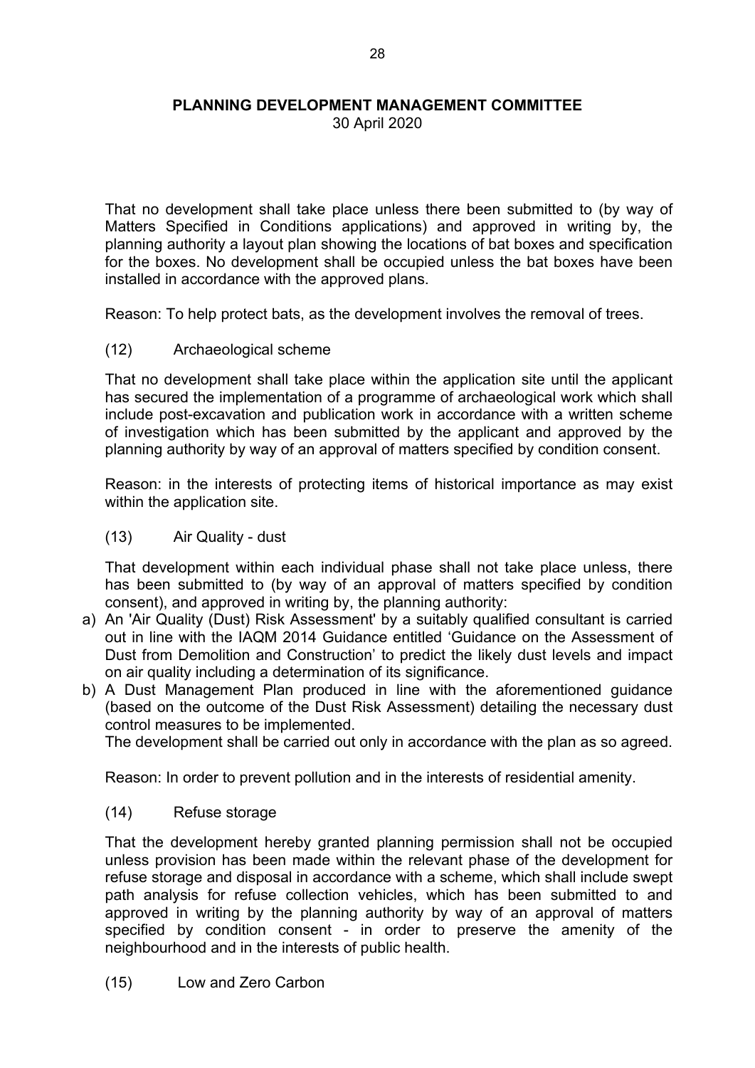**PLANNING DEVELOPMENT MANAGEMENT COMMITTEE**
30 April 2020

That no development shall take place unless there been submitted to (by way of Matters Specified in Conditions applications) and approved in writing by, the planning authority a layout plan showing the locations of bat boxes and specification for the boxes. No development shall be occupied unless the bat boxes have been installed in accordance with the approved plans.

Reason: To help protect bats, as the development involves the removal of trees.

(12) Archaeological scheme

That no development shall take place within the application site until the applicant has secured the implementation of a programme of archaeological work which shall include post-excavation and publication work in accordance with a written scheme of investigation which has been submitted by the applicant and approved by the planning authority by way of an approval of matters specified by condition consent.

Reason: in the interests of protecting items of historical importance as may exist within the application site.

(13) Air Quality - dust

That development within each individual phase shall not take place unless, there has been submitted to (by way of an approval of matters specified by condition consent), and approved in writing by, the planning authority:

a) An 'Air Quality (Dust) Risk Assessment' by a suitably qualified consultant is carried out in line with the IAQM 2014 Guidance entitled 'Guidance on the Assessment of Dust from Demolition and Construction' to predict the likely dust levels and impact on air quality including a determination of its significance.
b) A Dust Management Plan produced in line with the aforementioned guidance (based on the outcome of the Dust Risk Assessment) detailing the necessary dust control measures to be implemented.
The development shall be carried out only in accordance with the plan as so agreed.

Reason: In order to prevent pollution and in the interests of residential amenity.

(14) Refuse storage

That the development hereby granted planning permission shall not be occupied unless provision has been made within the relevant phase of the development for refuse storage and disposal in accordance with a scheme, which shall include swept path analysis for refuse collection vehicles, which has been submitted to and approved in writing by the planning authority by way of an approval of matters specified by condition consent - in order to preserve the amenity of the neighbourhood and in the interests of public health.

(15) Low and Zero Carbon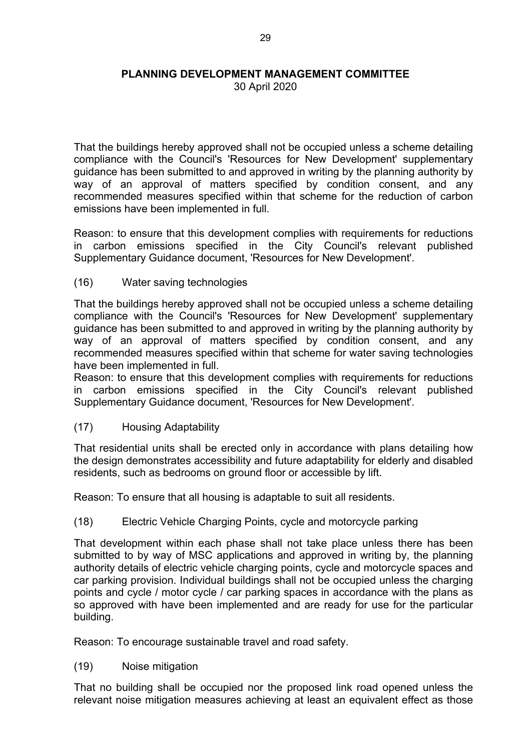That the buildings hereby approved shall not be occupied unless a scheme detailing compliance with the Council's 'Resources for New Development' supplementary guidance has been submitted to and approved in writing by the planning authority by way of an approval of matters specified by condition consent, and any recommended measures specified within that scheme for the reduction of carbon emissions have been implemented in full.

Reason: to ensure that this development complies with requirements for reductions in carbon emissions specified in the City Council's relevant published Supplementary Guidance document, 'Resources for New Development'.

(16) Water saving technologies

That the buildings hereby approved shall not be occupied unless a scheme detailing compliance with the Council's 'Resources for New Development' supplementary guidance has been submitted to and approved in writing by the planning authority by way of an approval of matters specified by condition consent, and any recommended measures specified within that scheme for water saving technologies have been implemented in full.
Reason: to ensure that this development complies with requirements for reductions in carbon emissions specified in the City Council's relevant published Supplementary Guidance document, 'Resources for New Development'.

(17) Housing Adaptability

That residential units shall be erected only in accordance with plans detailing how the design demonstrates accessibility and future adaptability for elderly and disabled residents, such as bedrooms on ground floor or accessible by lift.

Reason: To ensure that all housing is adaptable to suit all residents.

(18) Electric Vehicle Charging Points, cycle and motorcycle parking

That development within each phase shall not take place unless there has been submitted to by way of MSC applications and approved in writing by, the planning authority details of electric vehicle charging points, cycle and motorcycle spaces and car parking provision. Individual buildings shall not be occupied unless the charging points and cycle / motor cycle / car parking spaces in accordance with the plans as so approved with have been implemented and are ready for use for the particular building.

Reason: To encourage sustainable travel and road safety.

(19) Noise mitigation

That no building shall be occupied nor the proposed link road opened unless the relevant noise mitigation measures achieving at least an equivalent effect as those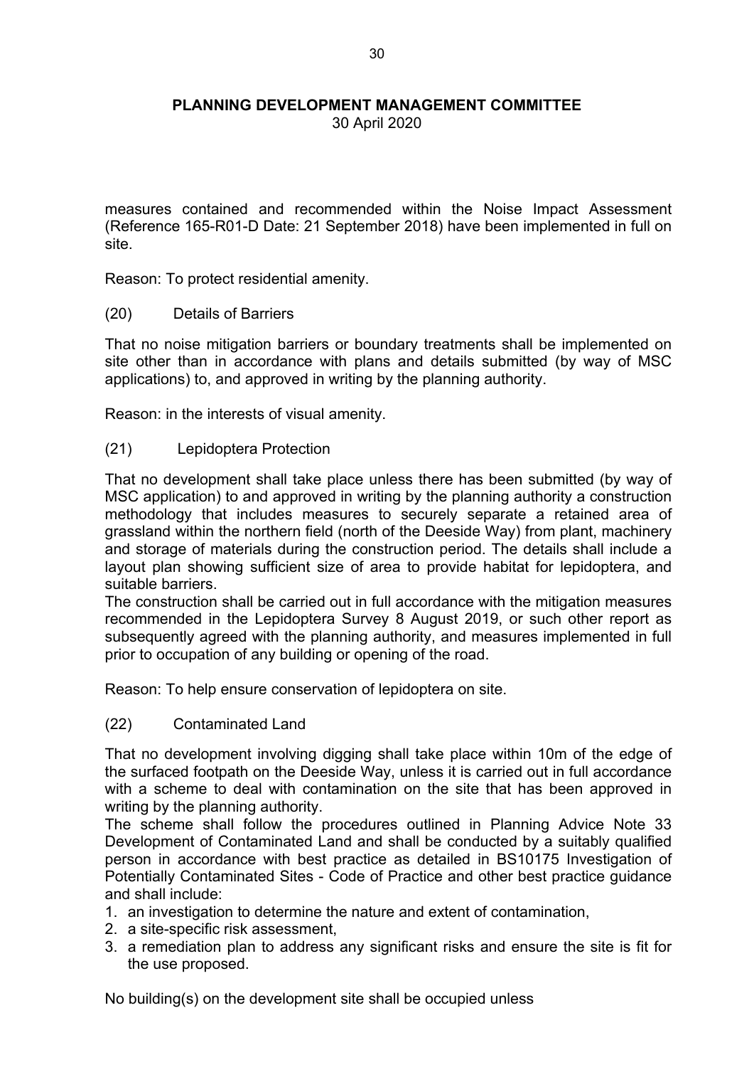measures contained and recommended within the Noise Impact Assessment (Reference 165-R01-D Date: 21 September 2018) have been implemented in full on site.

Reason: To protect residential amenity.

(20) Details of Barriers

That no noise mitigation barriers or boundary treatments shall be implemented on site other than in accordance with plans and details submitted (by way of MSC applications) to, and approved in writing by the planning authority.

Reason: in the interests of visual amenity.

(21) Lepidoptera Protection

That no development shall take place unless there has been submitted (by way of MSC application) to and approved in writing by the planning authority a construction methodology that includes measures to securely separate a retained area of grassland within the northern field (north of the Deeside Way) from plant, machinery and storage of materials during the construction period. The details shall include a layout plan showing sufficient size of area to provide habitat for lepidoptera, and suitable barriers.
The construction shall be carried out in full accordance with the mitigation measures recommended in the Lepidoptera Survey 8 August 2019, or such other report as subsequently agreed with the planning authority, and measures implemented in full prior to occupation of any building or opening of the road.

Reason: To help ensure conservation of lepidoptera on site.

(22) Contaminated Land

That no development involving digging shall take place within 10m of the edge of the surfaced footpath on the Deeside Way, unless it is carried out in full accordance with a scheme to deal with contamination on the site that has been approved in writing by the planning authority.
The scheme shall follow the procedures outlined in Planning Advice Note 33 Development of Contaminated Land and shall be conducted by a suitably qualified person in accordance with best practice as detailed in BS10175 Investigation of Potentially Contaminated Sites - Code of Practice and other best practice guidance and shall include:

1. an investigation to determine the nature and extent of contamination,
2. a site-specific risk assessment,
3. a remediation plan to address any significant risks and ensure the site is fit for the use proposed.

No building(s) on the development site shall be occupied unless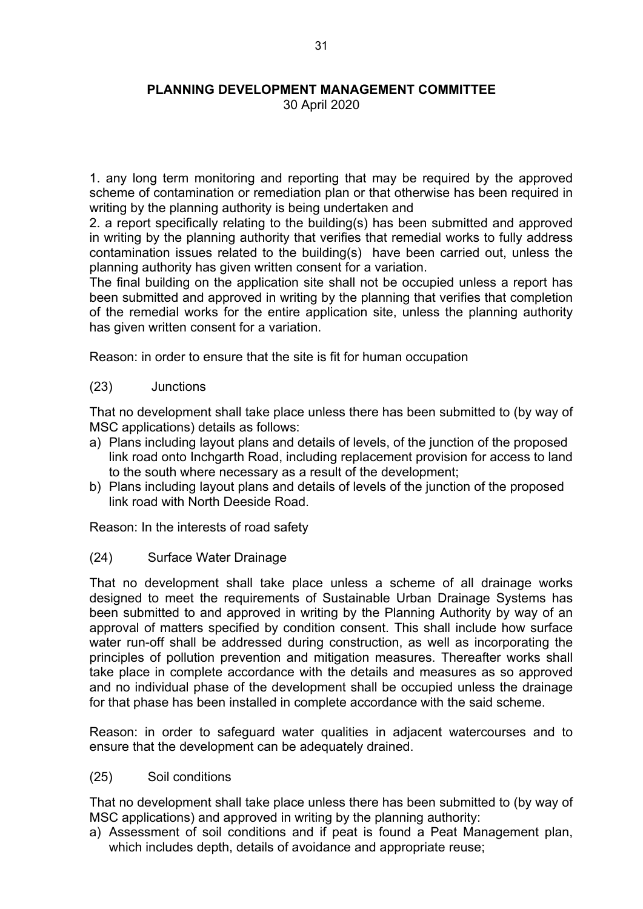**PLANNING DEVELOPMENT MANAGEMENT COMMITTEE**
30 April 2020

1. any long term monitoring and reporting that may be required by the approved scheme of contamination or remediation plan or that otherwise has been required in writing by the planning authority is being undertaken and
2. a report specifically relating to the building(s) has been submitted and approved in writing by the planning authority that verifies that remedial works to fully address contamination issues related to the building(s) have been carried out, unless the planning authority has given written consent for a variation.

The final building on the application site shall not be occupied unless a report has been submitted and approved in writing by the planning that verifies that completion of the remedial works for the entire application site, unless the planning authority has given written consent for a variation.

Reason: in order to ensure that the site is fit for human occupation

(23) Junctions

That no development shall take place unless there has been submitted to (by way of MSC applications) details as follows:

a) Plans including layout plans and details of levels, of the junction of the proposed link road onto Inchgarth Road, including replacement provision for access to land to the south where necessary as a result of the development;
b) Plans including layout plans and details of levels of the junction of the proposed link road with North Deeside Road.

Reason: In the interests of road safety

(24) Surface Water Drainage

That no development shall take place unless a scheme of all drainage works designed to meet the requirements of Sustainable Urban Drainage Systems has been submitted to and approved in writing by the Planning Authority by way of an approval of matters specified by condition consent. This shall include how surface water run-off shall be addressed during construction, as well as incorporating the principles of pollution prevention and mitigation measures. Thereafter works shall take place in complete accordance with the details and measures as so approved and no individual phase of the development shall be occupied unless the drainage for that phase has been installed in complete accordance with the said scheme.

Reason: in order to safeguard water qualities in adjacent watercourses and to ensure that the development can be adequately drained.

(25) Soil conditions

That no development shall take place unless there has been submitted to (by way of MSC applications) and approved in writing by the planning authority:

a) Assessment of soil conditions and if peat is found a Peat Management plan, which includes depth, details of avoidance and appropriate reuse;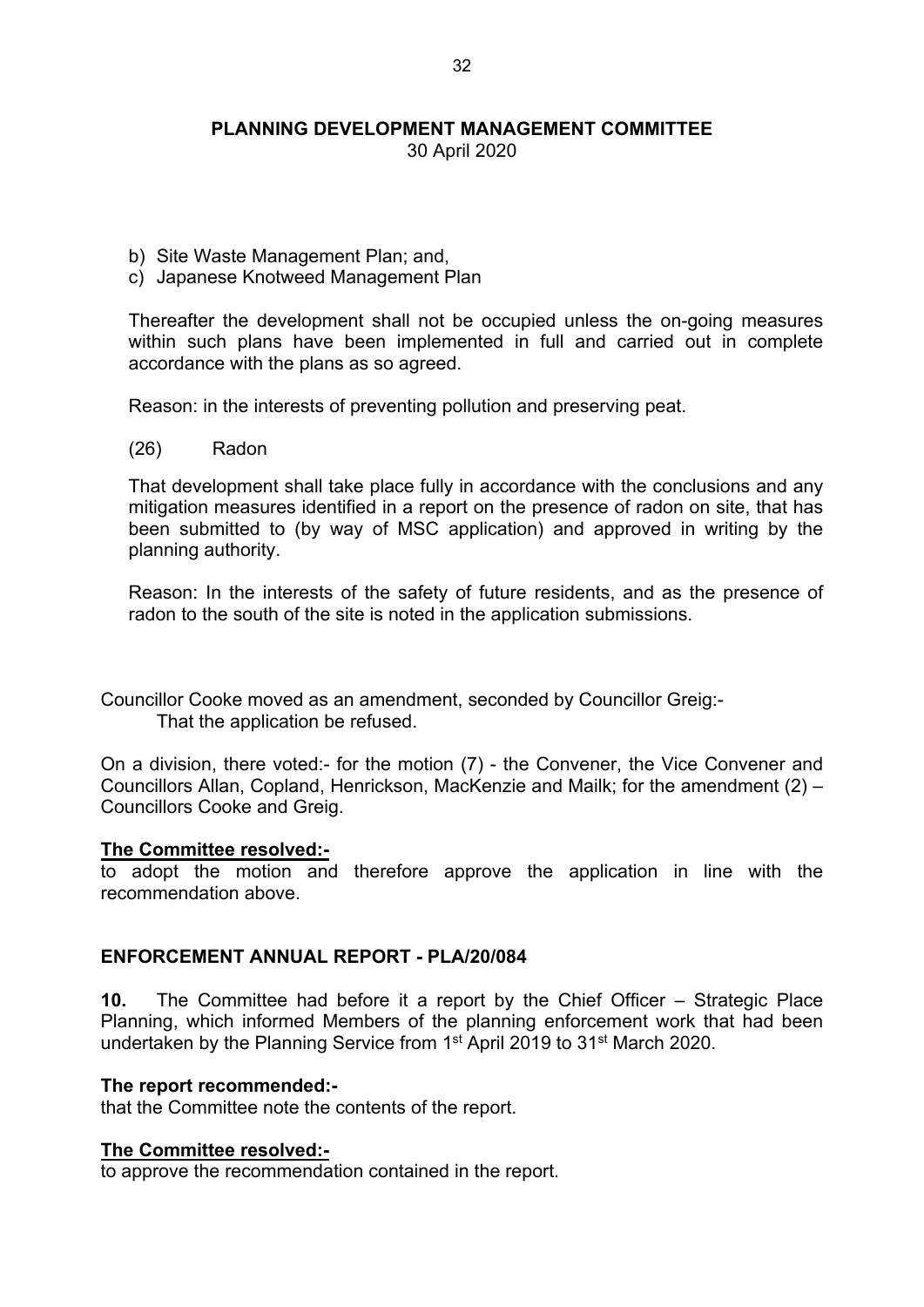**PLANNING DEVELOPMENT MANAGEMENT COMMITTEE**
30 April 2020

b) Site Waste Management Plan; and,
c) Japanese Knotweed Management Plan

Thereafter the development shall not be occupied unless the on-going measures within such plans have been implemented in full and carried out in complete accordance with the plans as so agreed.

Reason: in the interests of preventing pollution and preserving peat.

(26) Radon

That development shall take place fully in accordance with the conclusions and any mitigation measures identified in a report on the presence of radon on site, that has been submitted to (by way of MSC application) and approved in writing by the planning authority.

Reason: In the interests of the safety of future residents, and as the presence of radon to the south of the site is noted in the application submissions.

Councillor Cooke moved as an amendment, seconded by Councillor Greig:-
That the application be refused.

On a division, there voted:- for the motion (7) - the Convener, the Vice Convener and Councillors Allan, Copland, Henrickson, MacKenzie and Mailk; for the amendment (2) – Councillors Cooke and Greig.

**The Committee resolved:-**
to adopt the motion and therefore approve the application in line with the recommendation above.

## ENFORCEMENT ANNUAL REPORT - PLA/20/084

**10.** The Committee had before it a report by the Chief Officer – Strategic Place Planning, which informed Members of the planning enforcement work that had been undertaken by the Planning Service from 1st April 2019 to 31st March 2020.

**The report recommended:-**
that the Committee note the contents of the report.

**The Committee resolved:-**
to approve the recommendation contained in the report.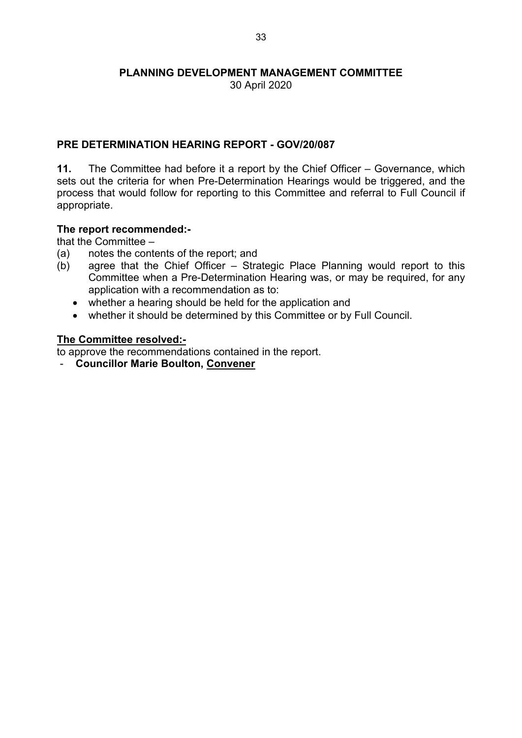**PLANNING DEVELOPMENT MANAGEMENT COMMITTEE**
30 April 2020

**PRE DETERMINATION HEARING REPORT - GOV/20/087**

**11.** The Committee had before it a report by the Chief Officer – Governance, which sets out the criteria for when Pre-Determination Hearings would be triggered, and the process that would follow for reporting to this Committee and referral to Full Council if appropriate.

**The report recommended:-**

that the Committee –

(a) notes the contents of the report; and

(b) agree that the Chief Officer – Strategic Place Planning would report to this Committee when a Pre-Determination Hearing was, or may be required, for any application with a recommendation as to:
- whether a hearing should be held for the application and
- whether it should be determined by this Committee or by Full Council.

**The Committee resolved:-**

to approve the recommendations contained in the report.

\- **Councillor Marie Boulton, Convener**